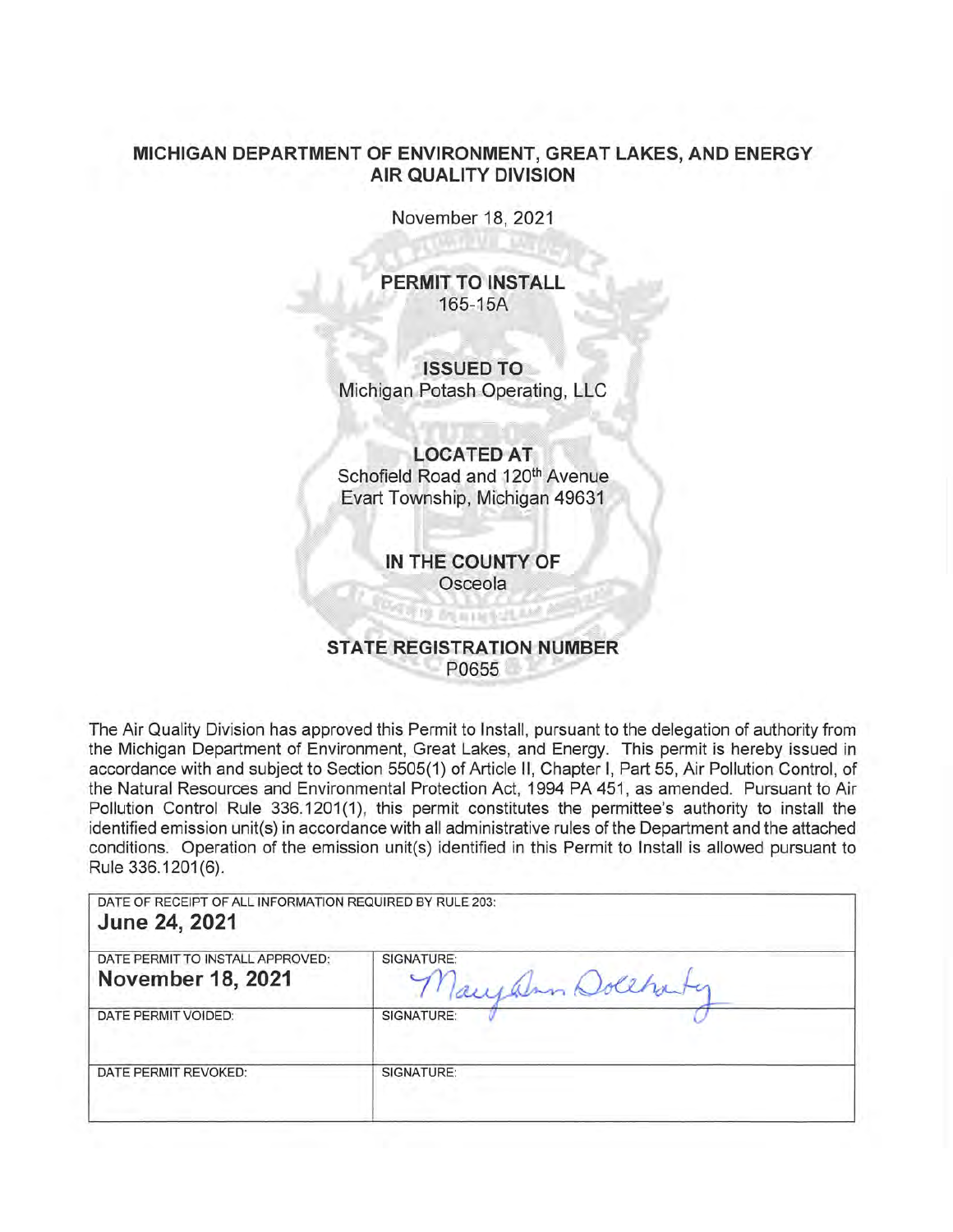# MICHIGAN DEPARTMENT OF ENVIRONMENT, GREAT LAKES, AND ENERGY
## AIR QUALITY DIVISION

November 18, 2021

**PERMIT TO INSTALL**
165-15A

**ISSUED TO**
Michigan Potash Operating, LLC

**LOCATED AT**
Schofield Road and 120th Avenue
Evart Township, Michigan 49631

**IN THE COUNTY OF**
Osceola

**STATE REGISTRATION NUMBER**
P0655

The Air Quality Division has approved this Permit to Install, pursuant to the delegation of authority from the Michigan Department of Environment, Great Lakes, and Energy. This permit is hereby issued in accordance with and subject to Section 5505(1) of Article II, Chapter I, Part 55, Air Pollution Control, of the Natural Resources and Environmental Protection Act, 1994 PA 451, as amended. Pursuant to Air Pollution Control Rule 336.1201(1), this permit constitutes the permittee's authority to install the identified emission unit(s) in accordance with all administrative rules of the Department and the attached conditions. Operation of the emission unit(s) identified in this Permit to Install is allowed pursuant to Rule 336.1201(6).

| DATE OF RECEIPT OF ALL INFORMATION REQUIRED BY RULE 203: **June 24, 2021** | |
|---|---|
| DATE PERMIT TO INSTALL APPROVED: **November 18, 2021** | SIGNATURE: MaryAnn Dolehanty |
| DATE PERMIT VOIDED: | SIGNATURE: |
| DATE PERMIT REVOKED: | SIGNATURE: |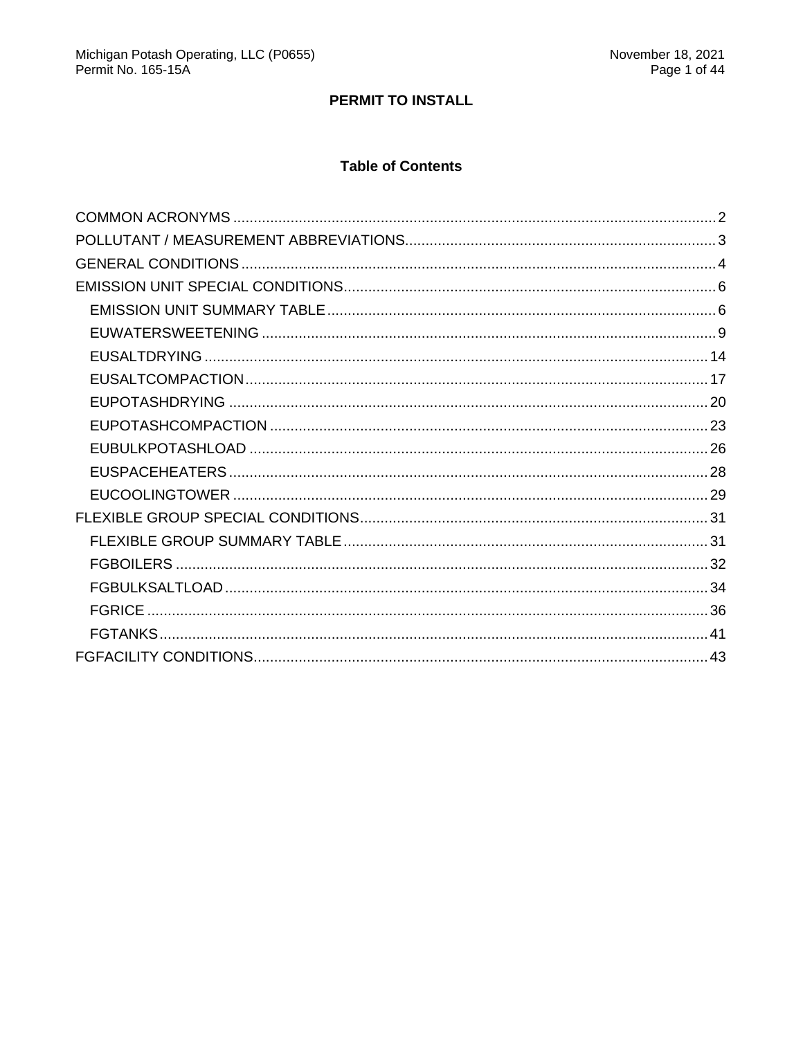**PERMIT TO INSTALL**

**Table of Contents**

COMMON ACRONYMS ..... 2
POLLUTANT / MEASUREMENT ABBREVIATIONS ..... 3
GENERAL CONDITIONS ..... 4
EMISSION UNIT SPECIAL CONDITIONS ..... 6
- EMISSION UNIT SUMMARY TABLE ..... 6
- EUWATERSWEETENING ..... 9
- EUSALTDRYING ..... 14
- EUSALTCOMPACTION ..... 17
- EUPOTASHDRYING ..... 20
- EUPOTASHCOMPACTION ..... 23
- EUBULKPOTASHLOAD ..... 26
- EUSPACEHEATERS ..... 28
- EUCOOLINGTOWER ..... 29

FLEXIBLE GROUP SPECIAL CONDITIONS ..... 31
- FLEXIBLE GROUP SUMMARY TABLE ..... 31
- FGBOILERS ..... 32
- FGBULKSALTLOAD ..... 34
- FGRICE ..... 36
- FGTANKS ..... 41

FGFACILITY CONDITIONS ..... 43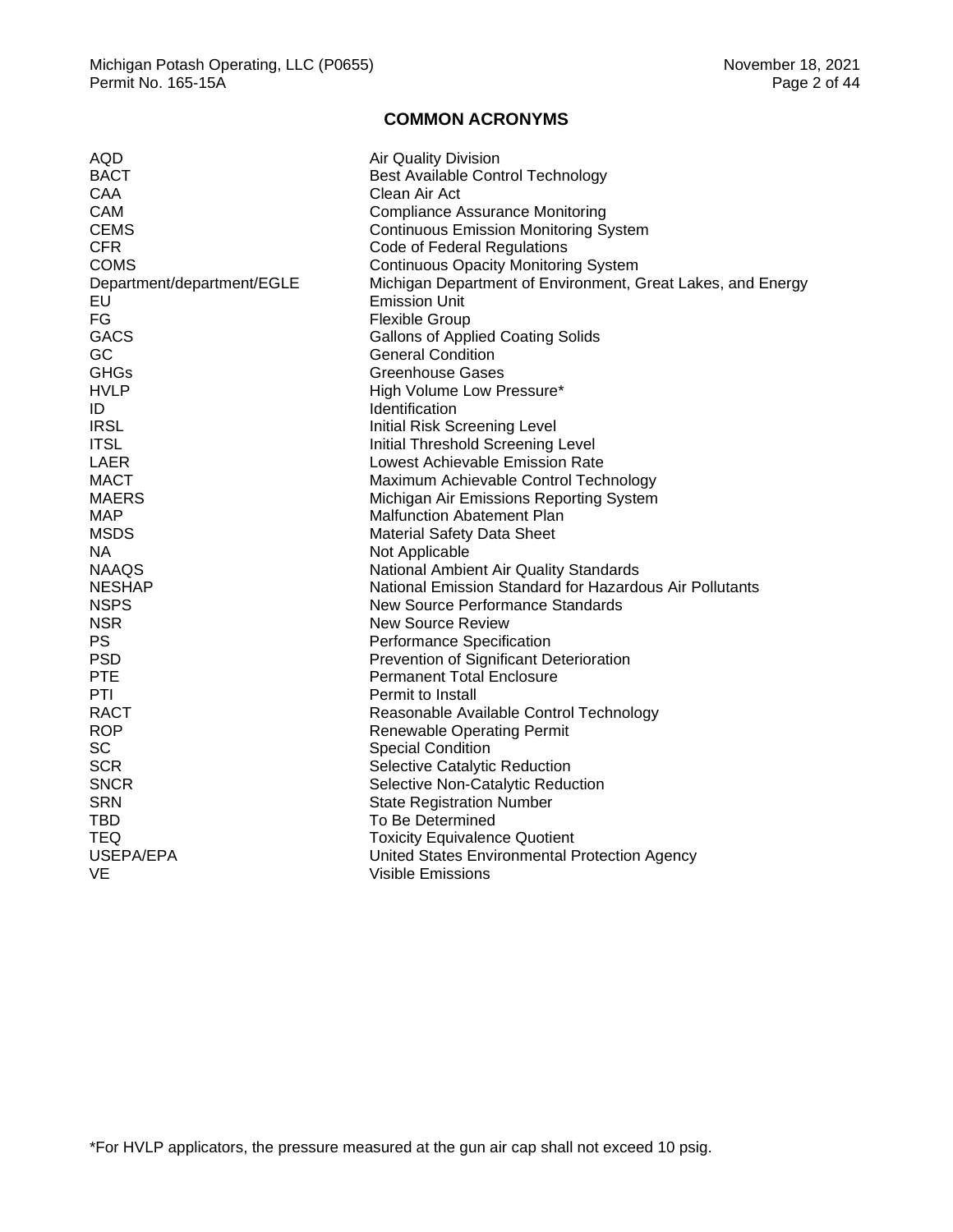## COMMON ACRONYMS

| | |
|---|---|
| AQD | Air Quality Division |
| BACT | Best Available Control Technology |
| CAA | Clean Air Act |
| CAM | Compliance Assurance Monitoring |
| CEMS | Continuous Emission Monitoring System |
| CFR | Code of Federal Regulations |
| COMS | Continuous Opacity Monitoring System |
| Department/department/EGLE | Michigan Department of Environment, Great Lakes, and Energy |
| EU | Emission Unit |
| FG | Flexible Group |
| GACS | Gallons of Applied Coating Solids |
| GC | General Condition |
| GHGs | Greenhouse Gases |
| HVLP | High Volume Low Pressure* |
| ID | Identification |
| IRSL | Initial Risk Screening Level |
| ITSL | Initial Threshold Screening Level |
| LAER | Lowest Achievable Emission Rate |
| MACT | Maximum Achievable Control Technology |
| MAERS | Michigan Air Emissions Reporting System |
| MAP | Malfunction Abatement Plan |
| MSDS | Material Safety Data Sheet |
| NA | Not Applicable |
| NAAQS | National Ambient Air Quality Standards |
| NESHAP | National Emission Standard for Hazardous Air Pollutants |
| NSPS | New Source Performance Standards |
| NSR | New Source Review |
| PS | Performance Specification |
| PSD | Prevention of Significant Deterioration |
| PTE | Permanent Total Enclosure |
| PTI | Permit to Install |
| RACT | Reasonable Available Control Technology |
| ROP | Renewable Operating Permit |
| SC | Special Condition |
| SCR | Selective Catalytic Reduction |
| SNCR | Selective Non-Catalytic Reduction |
| SRN | State Registration Number |
| TBD | To Be Determined |
| TEQ | Toxicity Equivalence Quotient |
| USEPA/EPA | United States Environmental Protection Agency |
| VE | Visible Emissions |

*For HVLP applicators, the pressure measured at the gun air cap shall not exceed 10 psig.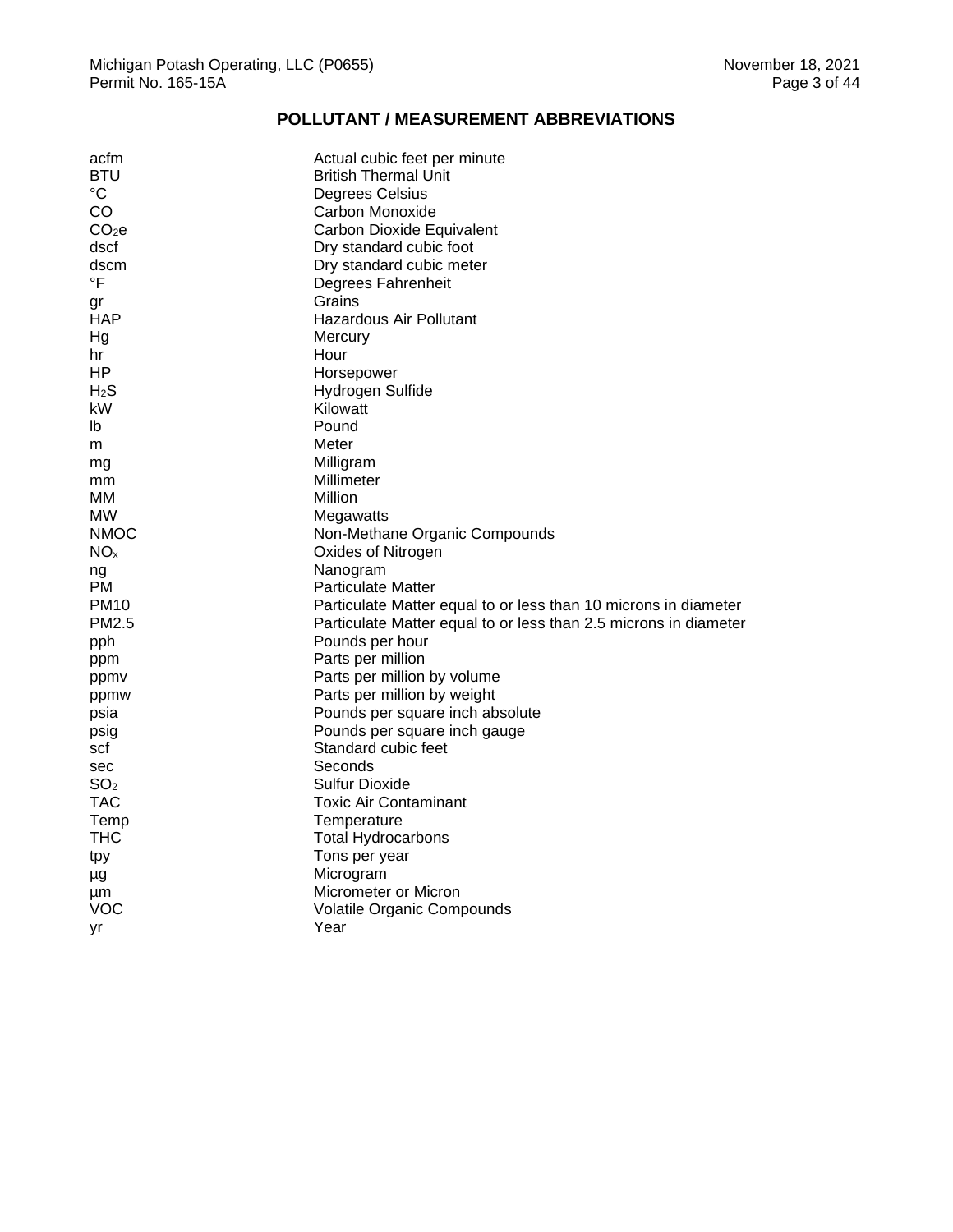## POLLUTANT / MEASUREMENT ABBREVIATIONS

| | |
|---|---|
| acfm | Actual cubic feet per minute |
| BTU | British Thermal Unit |
| °C | Degrees Celsius |
| CO | Carbon Monoxide |
| $CO_2e$ | Carbon Dioxide Equivalent |
| dscf | Dry standard cubic foot |
| dscm | Dry standard cubic meter |
| °F | Degrees Fahrenheit |
| gr | Grains |
| HAP | Hazardous Air Pollutant |
| Hg | Mercury |
| hr | Hour |
| HP | Horsepower |
| $H_2S$ | Hydrogen Sulfide |
| kW | Kilowatt |
| lb | Pound |
| m | Meter |
| mg | Milligram |
| mm | Millimeter |
| MM | Million |
| MW | Megawatts |
| NMOC | Non-Methane Organic Compounds |
| $NO_x$ | Oxides of Nitrogen |
| ng | Nanogram |
| PM | Particulate Matter |
| PM10 | Particulate Matter equal to or less than 10 microns in diameter |
| PM2.5 | Particulate Matter equal to or less than 2.5 microns in diameter |
| pph | Pounds per hour |
| ppm | Parts per million |
| ppmv | Parts per million by volume |
| ppmw | Parts per million by weight |
| psia | Pounds per square inch absolute |
| psig | Pounds per square inch gauge |
| scf | Standard cubic feet |
| sec | Seconds |
| $SO_2$ | Sulfur Dioxide |
| TAC | Toxic Air Contaminant |
| Temp | Temperature |
| THC | Total Hydrocarbons |
| tpy | Tons per year |
| µg | Microgram |
| µm | Micrometer or Micron |
| VOC | Volatile Organic Compounds |
| yr | Year |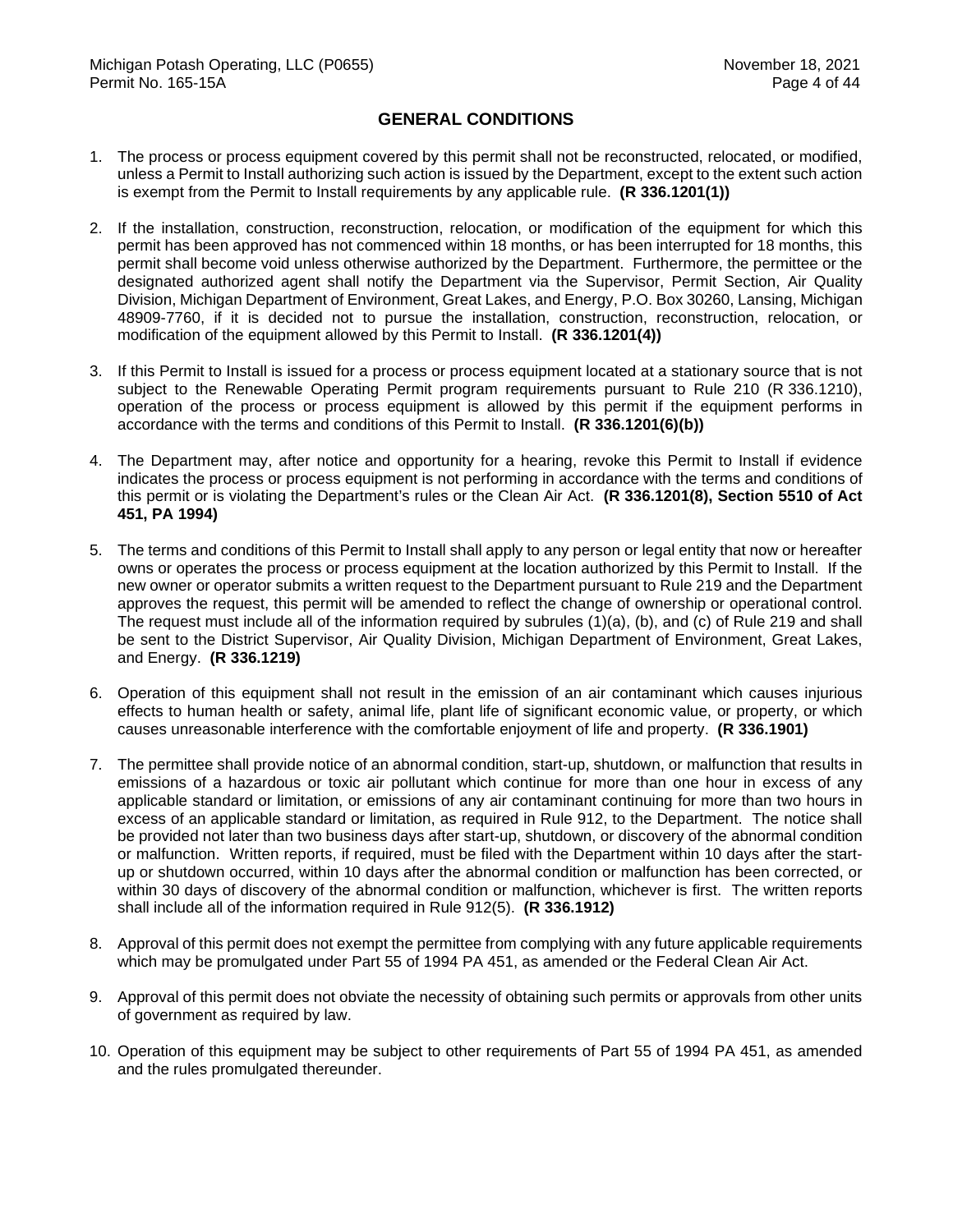## GENERAL CONDITIONS

1. The process or process equipment covered by this permit shall not be reconstructed, relocated, or modified, unless a Permit to Install authorizing such action is issued by the Department, except to the extent such action is exempt from the Permit to Install requirements by any applicable rule. **(R 336.1201(1))**

2. If the installation, construction, reconstruction, relocation, or modification of the equipment for which this permit has been approved has not commenced within 18 months, or has been interrupted for 18 months, this permit shall become void unless otherwise authorized by the Department. Furthermore, the permittee or the designated authorized agent shall notify the Department via the Supervisor, Permit Section, Air Quality Division, Michigan Department of Environment, Great Lakes, and Energy, P.O. Box 30260, Lansing, Michigan 48909-7760, if it is decided not to pursue the installation, construction, reconstruction, relocation, or modification of the equipment allowed by this Permit to Install. **(R 336.1201(4))**

3. If this Permit to Install is issued for a process or process equipment located at a stationary source that is not subject to the Renewable Operating Permit program requirements pursuant to Rule 210 (R 336.1210), operation of the process or process equipment is allowed by this permit if the equipment performs in accordance with the terms and conditions of this Permit to Install. **(R 336.1201(6)(b))**

4. The Department may, after notice and opportunity for a hearing, revoke this Permit to Install if evidence indicates the process or process equipment is not performing in accordance with the terms and conditions of this permit or is violating the Department's rules or the Clean Air Act. **(R 336.1201(8), Section 5510 of Act 451, PA 1994)**

5. The terms and conditions of this Permit to Install shall apply to any person or legal entity that now or hereafter owns or operates the process or process equipment at the location authorized by this Permit to Install. If the new owner or operator submits a written request to the Department pursuant to Rule 219 and the Department approves the request, this permit will be amended to reflect the change of ownership or operational control. The request must include all of the information required by subrules (1)(a), (b), and (c) of Rule 219 and shall be sent to the District Supervisor, Air Quality Division, Michigan Department of Environment, Great Lakes, and Energy. **(R 336.1219)**

6. Operation of this equipment shall not result in the emission of an air contaminant which causes injurious effects to human health or safety, animal life, plant life of significant economic value, or property, or which causes unreasonable interference with the comfortable enjoyment of life and property. **(R 336.1901)**

7. The permittee shall provide notice of an abnormal condition, start-up, shutdown, or malfunction that results in emissions of a hazardous or toxic air pollutant which continue for more than one hour in excess of any applicable standard or limitation, or emissions of any air contaminant continuing for more than two hours in excess of an applicable standard or limitation, as required in Rule 912, to the Department. The notice shall be provided not later than two business days after start-up, shutdown, or discovery of the abnormal condition or malfunction. Written reports, if required, must be filed with the Department within 10 days after the start-up or shutdown occurred, within 10 days after the abnormal condition or malfunction has been corrected, or within 30 days of discovery of the abnormal condition or malfunction, whichever is first. The written reports shall include all of the information required in Rule 912(5). **(R 336.1912)**

8. Approval of this permit does not exempt the permittee from complying with any future applicable requirements which may be promulgated under Part 55 of 1994 PA 451, as amended or the Federal Clean Air Act.

9. Approval of this permit does not obviate the necessity of obtaining such permits or approvals from other units of government as required by law.

10. Operation of this equipment may be subject to other requirements of Part 55 of 1994 PA 451, as amended and the rules promulgated thereunder.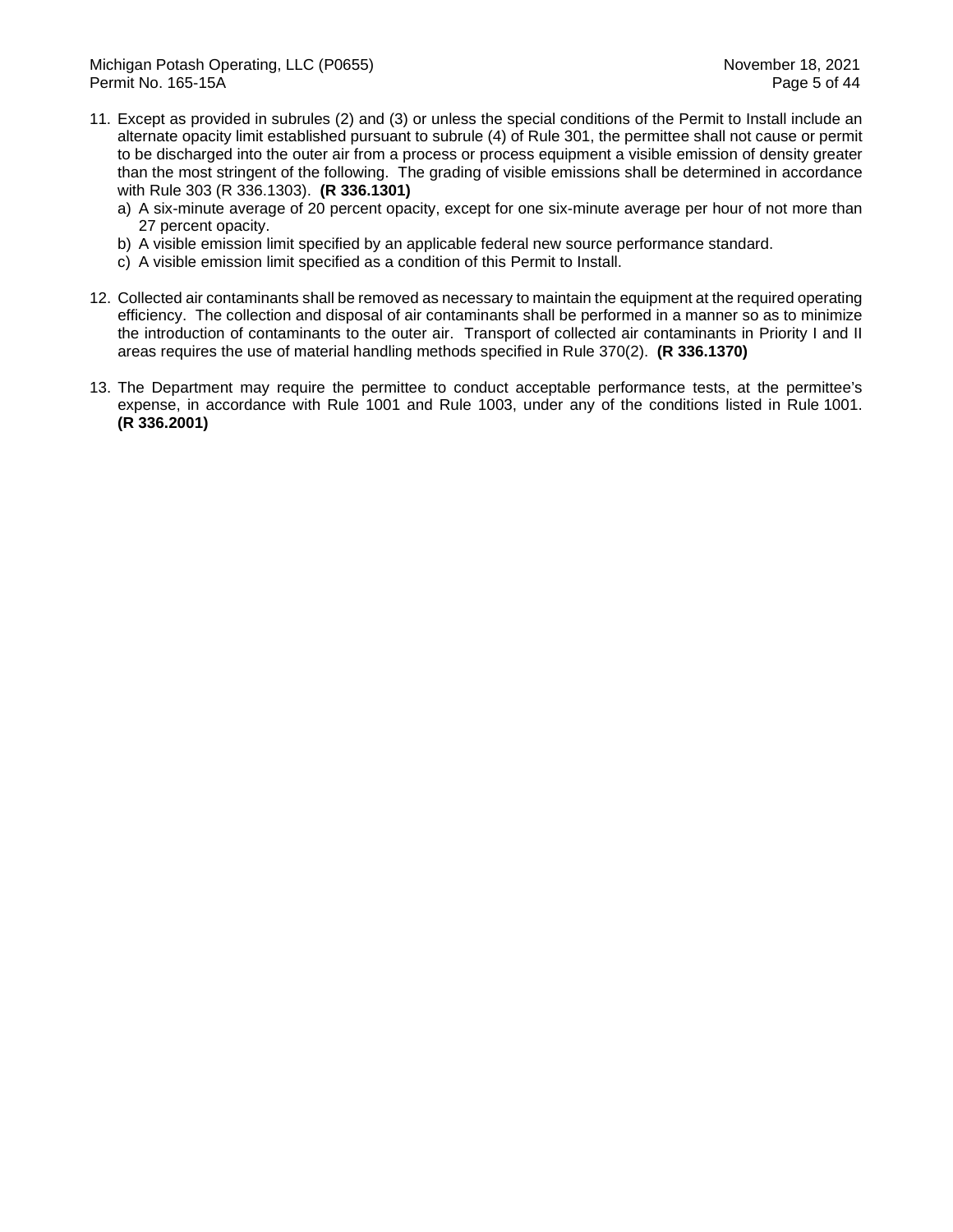11. Except as provided in subrules (2) and (3) or unless the special conditions of the Permit to Install include an alternate opacity limit established pursuant to subrule (4) of Rule 301, the permittee shall not cause or permit to be discharged into the outer air from a process or process equipment a visible emission of density greater than the most stringent of the following. The grading of visible emissions shall be determined in accordance with Rule 303 (R 336.1303). **(R 336.1301)**
    a) A six-minute average of 20 percent opacity, except for one six-minute average per hour of not more than 27 percent opacity.
    b) A visible emission limit specified by an applicable federal new source performance standard.
    c) A visible emission limit specified as a condition of this Permit to Install.

12. Collected air contaminants shall be removed as necessary to maintain the equipment at the required operating efficiency. The collection and disposal of air contaminants shall be performed in a manner so as to minimize the introduction of contaminants to the outer air. Transport of collected air contaminants in Priority I and II areas requires the use of material handling methods specified in Rule 370(2). **(R 336.1370)**

13. The Department may require the permittee to conduct acceptable performance tests, at the permittee's expense, in accordance with Rule 1001 and Rule 1003, under any of the conditions listed in Rule 1001. **(R 336.2001)**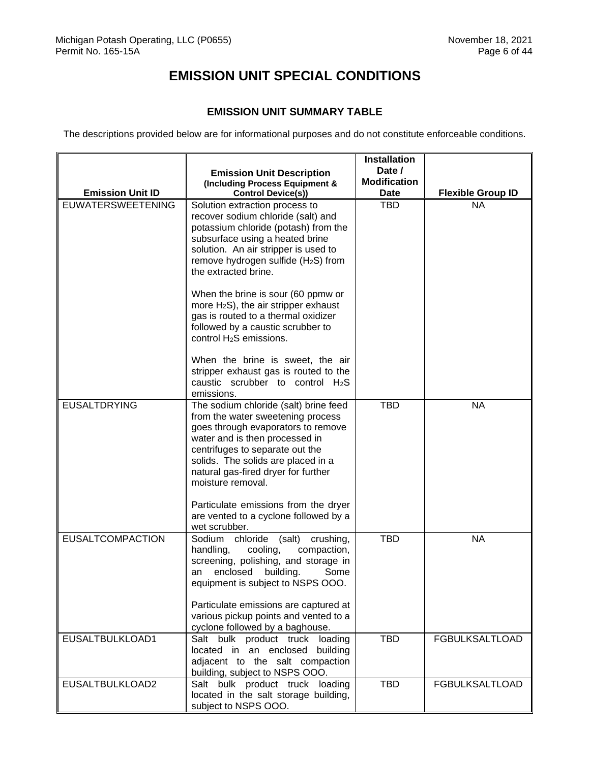# EMISSION UNIT SPECIAL CONDITIONS

## EMISSION UNIT SUMMARY TABLE

The descriptions provided below are for informational purposes and do not constitute enforceable conditions.

| Emission Unit ID | Emission Unit Description (Including Process Equipment & Control Device(s)) | Installation Date / Modification Date | Flexible Group ID |
|---|---|---|---|
| EUWATERSWEETENING | Solution extraction process to recover sodium chloride (salt) and potassium chloride (potash) from the subsurface using a heated brine solution. An air stripper is used to remove hydrogen sulfide ($H_2S$) from the extracted brine.<br><br>When the brine is sour (60 ppmw or more $H_2S$), the air stripper exhaust gas is routed to a thermal oxidizer followed by a caustic scrubber to control $H_2S$ emissions.<br><br>When the brine is sweet, the air stripper exhaust gas is routed to the caustic scrubber to control $H_2S$ emissions. | TBD | NA |
| EUSALTDRYING | The sodium chloride (salt) brine feed from the water sweetening process goes through evaporators to remove water and is then processed in centrifuges to separate out the solids. The solids are placed in a natural gas-fired dryer for further moisture removal.<br><br>Particulate emissions from the dryer are vented to a cyclone followed by a wet scrubber. | TBD | NA |
| EUSALTCOMPACTION | Sodium chloride (salt) crushing, handling, cooling, compaction, screening, polishing, and storage in an enclosed building. Some equipment is subject to NSPS OOO.<br><br>Particulate emissions are captured at various pickup points and vented to a cyclone followed by a baghouse. | TBD | NA |
| EUSALTBULKLOAD1 | Salt bulk product truck loading located in an enclosed building adjacent to the salt compaction building, subject to NSPS OOO. | TBD | FGBULKSALTLOAD |
| EUSALTBULKLOAD2 | Salt bulk product truck loading located in the salt storage building, subject to NSPS OOO. | TBD | FGBULKSALTLOAD |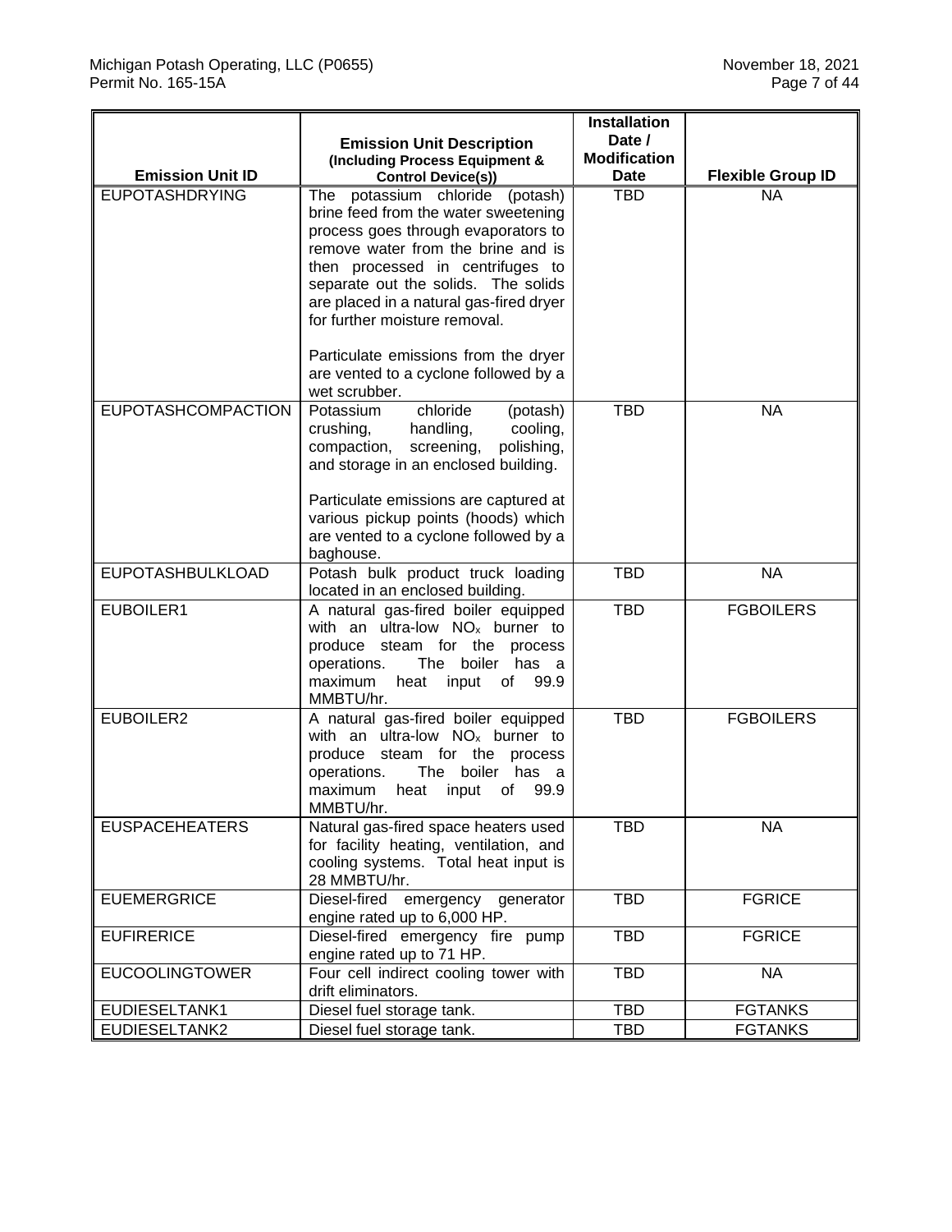| Emission Unit ID | Emission Unit Description (Including Process Equipment & Control Device(s)) | Installation Date / Modification Date | Flexible Group ID |
|---|---|---|---|
| EUPOTASHDRYING | The potassium chloride (potash) brine feed from the water sweetening process goes through evaporators to remove water from the brine and is then processed in centrifuges to separate out the solids. The solids are placed in a natural gas-fired dryer for further moisture removal.<br><br>Particulate emissions from the dryer are vented to a cyclone followed by a wet scrubber. | TBD | NA |
| EUPOTASHCOMPACTION | Potassium chloride (potash) crushing, handling, cooling, compaction, screening, polishing, and storage in an enclosed building.<br><br>Particulate emissions are captured at various pickup points (hoods) which are vented to a cyclone followed by a baghouse. | TBD | NA |
| EUPOTASHBULKLOAD | Potash bulk product truck loading located in an enclosed building. | TBD | NA |
| EUBOILER1 | A natural gas-fired boiler equipped with an ultra-low $NO_x$ burner to produce steam for the process operations. The boiler has a maximum heat input of 99.9 MMBTU/hr. | TBD | FGBOILERS |
| EUBOILER2 | A natural gas-fired boiler equipped with an ultra-low $NO_x$ burner to produce steam for the process operations. The boiler has a maximum heat input of 99.9 MMBTU/hr. | TBD | FGBOILERS |
| EUSPACEHEATERS | Natural gas-fired space heaters used for facility heating, ventilation, and cooling systems. Total heat input is 28 MMBTU/hr. | TBD | NA |
| EUEMERGRICE | Diesel-fired emergency generator engine rated up to 6,000 HP. | TBD | FGRICE |
| EUFIRERICE | Diesel-fired emergency fire pump engine rated up to 71 HP. | TBD | FGRICE |
| EUCOOLINGTOWER | Four cell indirect cooling tower with drift eliminators. | TBD | NA |
| EUDIESELTANK1 | Diesel fuel storage tank. | TBD | FGTANKS |
| EUDIESELTANK2 | Diesel fuel storage tank. | TBD | FGTANKS |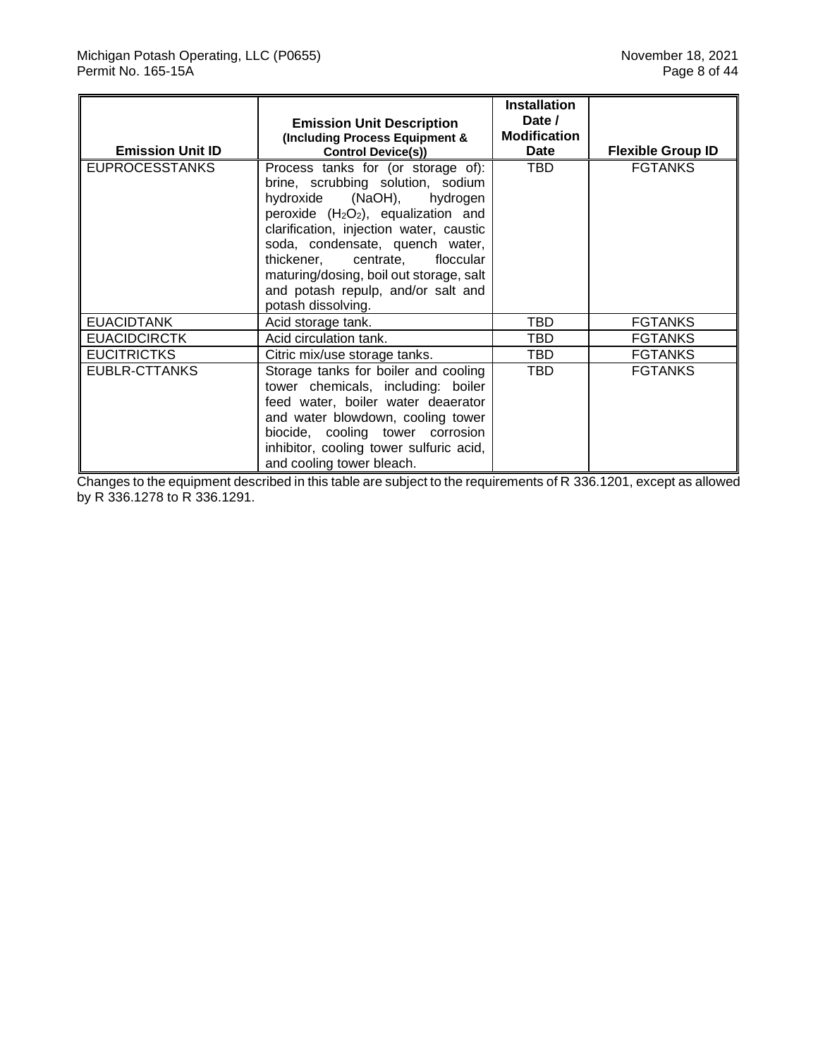| Emission Unit ID | Emission Unit Description (Including Process Equipment & Control Device(s)) | Installation Date / Modification Date | Flexible Group ID |
|---|---|---|---|
| EUPROCESSTANKS | Process tanks for (or storage of): brine, scrubbing solution, sodium hydroxide (NaOH), hydrogen peroxide ($H_2O_2$), equalization and clarification, injection water, caustic soda, condensate, quench water, thickener, centrate, floccular maturing/dosing, boil out storage, salt and potash repulp, and/or salt and potash dissolving. | TBD | FGTANKS |
| EUACIDTANK | Acid storage tank. | TBD | FGTANKS |
| EUACIDCIRCTK | Acid circulation tank. | TBD | FGTANKS |
| EUCITRICTKS | Citric mix/use storage tanks. | TBD | FGTANKS |
| EUBLR-CTTANKS | Storage tanks for boiler and cooling tower chemicals, including: boiler feed water, boiler water deaerator and water blowdown, cooling tower biocide, cooling tower corrosion inhibitor, cooling tower sulfuric acid, and cooling tower bleach. | TBD | FGTANKS |

Changes to the equipment described in this table are subject to the requirements of R 336.1201, except as allowed by R 336.1278 to R 336.1291.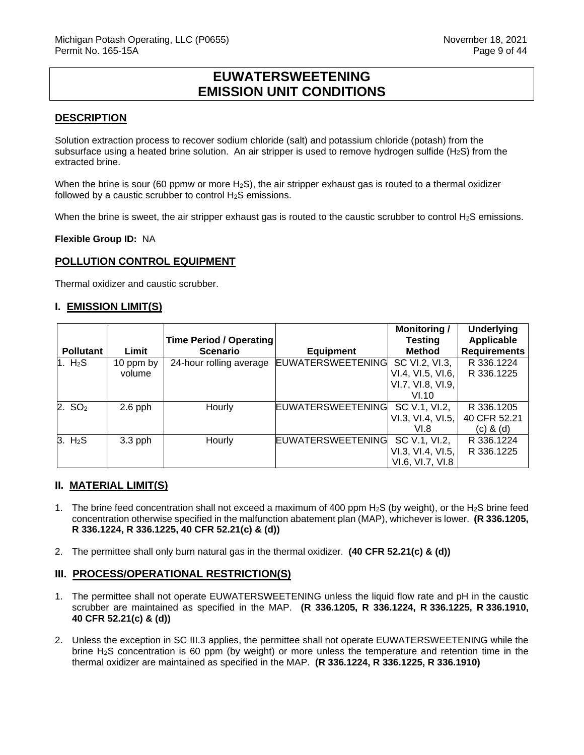# EUWATERSWEETENING
# EMISSION UNIT CONDITIONS

## DESCRIPTION

Solution extraction process to recover sodium chloride (salt) and potassium chloride (potash) from the subsurface using a heated brine solution. An air stripper is used to remove hydrogen sulfide ($H_2S$) from the extracted brine.

When the brine is sour (60 ppmw or more $H_2S$), the air stripper exhaust gas is routed to a thermal oxidizer followed by a caustic scrubber to control $H_2S$ emissions.

When the brine is sweet, the air stripper exhaust gas is routed to the caustic scrubber to control $H_2S$ emissions.

**Flexible Group ID:** NA

## POLLUTION CONTROL EQUIPMENT

Thermal oxidizer and caustic scrubber.

## I. EMISSION LIMIT(S)

| Pollutant | Limit | Time Period / Operating Scenario | Equipment | Monitoring / Testing Method | Underlying Applicable Requirements |
|---|---|---|---|---|---|
| 1. $H_2S$ | 10 ppm by volume | 24-hour rolling average | EUWATERSWEETENING | SC VI.2, VI.3, VI.4, VI.5, VI.6, VI.7, VI.8, VI.9, VI.10 | R 336.1224 R 336.1225 |
| 2. $SO_2$ | 2.6 pph | Hourly | EUWATERSWEETENING | SC V.1, VI.2, VI.3, VI.4, VI.5, VI.8 | R 336.1205 40 CFR 52.21 (c) & (d) |
| 3. $H_2S$ | 3.3 pph | Hourly | EUWATERSWEETENING | SC V.1, VI.2, VI.3, VI.4, VI.5, VI.6, VI.7, VI.8 | R 336.1224 R 336.1225 |

## II. MATERIAL LIMIT(S)

1. The brine feed concentration shall not exceed a maximum of 400 ppm $H_2S$ (by weight), or the $H_2S$ brine feed concentration otherwise specified in the malfunction abatement plan (MAP), whichever is lower. **(R 336.1205, R 336.1224, R 336.1225, 40 CFR 52.21(c) & (d))**

2. The permittee shall only burn natural gas in the thermal oxidizer. **(40 CFR 52.21(c) & (d))**

## III. PROCESS/OPERATIONAL RESTRICTION(S)

1. The permittee shall not operate EUWATERSWEETENING unless the liquid flow rate and pH in the caustic scrubber are maintained as specified in the MAP. **(R 336.1205, R 336.1224, R 336.1225, R 336.1910, 40 CFR 52.21(c) & (d))**

2. Unless the exception in SC III.3 applies, the permittee shall not operate EUWATERSWEETENING while the brine $H_2S$ concentration is 60 ppm (by weight) or more unless the temperature and retention time in the thermal oxidizer are maintained as specified in the MAP. **(R 336.1224, R 336.1225, R 336.1910)**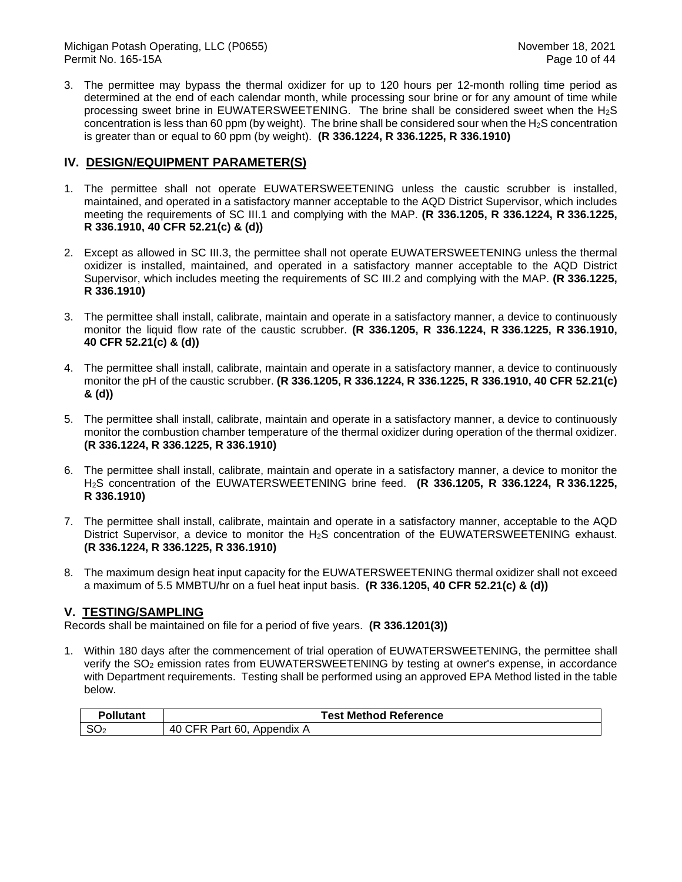3. The permittee may bypass the thermal oxidizer for up to 120 hours per 12-month rolling time period as determined at the end of each calendar month, while processing sour brine or for any amount of time while processing sweet brine in EUWATERSWEETENING. The brine shall be considered sweet when the $H_2S$ concentration is less than 60 ppm (by weight). The brine shall be considered sour when the $H_2S$ concentration is greater than or equal to 60 ppm (by weight). **(R 336.1224, R 336.1225, R 336.1910)**

## IV. DESIGN/EQUIPMENT PARAMETER(S)

1. The permittee shall not operate EUWATERSWEETENING unless the caustic scrubber is installed, maintained, and operated in a satisfactory manner acceptable to the AQD District Supervisor, which includes meeting the requirements of SC III.1 and complying with the MAP. **(R 336.1205, R 336.1224, R 336.1225, R 336.1910, 40 CFR 52.21(c) & (d))**

2. Except as allowed in SC III.3, the permittee shall not operate EUWATERSWEETENING unless the thermal oxidizer is installed, maintained, and operated in a satisfactory manner acceptable to the AQD District Supervisor, which includes meeting the requirements of SC III.2 and complying with the MAP. **(R 336.1225, R 336.1910)**

3. The permittee shall install, calibrate, maintain and operate in a satisfactory manner, a device to continuously monitor the liquid flow rate of the caustic scrubber. **(R 336.1205, R 336.1224, R 336.1225, R 336.1910, 40 CFR 52.21(c) & (d))**

4. The permittee shall install, calibrate, maintain and operate in a satisfactory manner, a device to continuously monitor the pH of the caustic scrubber. **(R 336.1205, R 336.1224, R 336.1225, R 336.1910, 40 CFR 52.21(c) & (d))**

5. The permittee shall install, calibrate, maintain and operate in a satisfactory manner, a device to continuously monitor the combustion chamber temperature of the thermal oxidizer during operation of the thermal oxidizer. **(R 336.1224, R 336.1225, R 336.1910)**

6. The permittee shall install, calibrate, maintain and operate in a satisfactory manner, a device to monitor the $H_2S$ concentration of the EUWATERSWEETENING brine feed. **(R 336.1205, R 336.1224, R 336.1225, R 336.1910)**

7. The permittee shall install, calibrate, maintain and operate in a satisfactory manner, acceptable to the AQD District Supervisor, a device to monitor the $H_2S$ concentration of the EUWATERSWEETENING exhaust. **(R 336.1224, R 336.1225, R 336.1910)**

8. The maximum design heat input capacity for the EUWATERSWEETENING thermal oxidizer shall not exceed a maximum of 5.5 MMBTU/hr on a fuel heat input basis. **(R 336.1205, 40 CFR 52.21(c) & (d))**

## V. TESTING/SAMPLING

Records shall be maintained on file for a period of five years. **(R 336.1201(3))**

1. Within 180 days after the commencement of trial operation of EUWATERSWEETENING, the permittee shall verify the $SO_2$ emission rates from EUWATERSWEETENING by testing at owner's expense, in accordance with Department requirements. Testing shall be performed using an approved EPA Method listed in the table below.

| Pollutant | Test Method Reference |
|---|---|
| $SO_2$ | 40 CFR Part 60, Appendix A |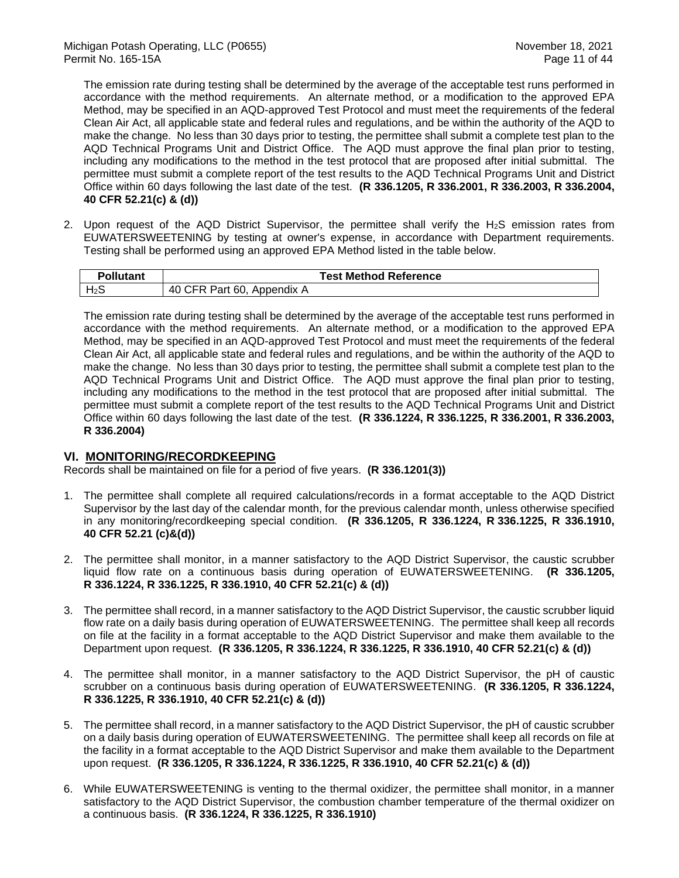The emission rate during testing shall be determined by the average of the acceptable test runs performed in accordance with the method requirements. An alternate method, or a modification to the approved EPA Method, may be specified in an AQD-approved Test Protocol and must meet the requirements of the federal Clean Air Act, all applicable state and federal rules and regulations, and be within the authority of the AQD to make the change. No less than 30 days prior to testing, the permittee shall submit a complete test plan to the AQD Technical Programs Unit and District Office. The AQD must approve the final plan prior to testing, including any modifications to the method in the test protocol that are proposed after initial submittal. The permittee must submit a complete report of the test results to the AQD Technical Programs Unit and District Office within 60 days following the last date of the test. **(R 336.1205, R 336.2001, R 336.2003, R 336.2004, 40 CFR 52.21(c) & (d))**

2. Upon request of the AQD District Supervisor, the permittee shall verify the $H_2S$ emission rates from EUWATERSWEETENING by testing at owner's expense, in accordance with Department requirements. Testing shall be performed using an approved EPA Method listed in the table below.

| Pollutant | Test Method Reference |
|---|---|
| $H_2S$ | 40 CFR Part 60, Appendix A |

The emission rate during testing shall be determined by the average of the acceptable test runs performed in accordance with the method requirements. An alternate method, or a modification to the approved EPA Method, may be specified in an AQD-approved Test Protocol and must meet the requirements of the federal Clean Air Act, all applicable state and federal rules and regulations, and be within the authority of the AQD to make the change. No less than 30 days prior to testing, the permittee shall submit a complete test plan to the AQD Technical Programs Unit and District Office. The AQD must approve the final plan prior to testing, including any modifications to the method in the test protocol that are proposed after initial submittal. The permittee must submit a complete report of the test results to the AQD Technical Programs Unit and District Office within 60 days following the last date of the test. **(R 336.1224, R 336.1225, R 336.2001, R 336.2003, R 336.2004)**

## VI. MONITORING/RECORDKEEPING

Records shall be maintained on file for a period of five years. **(R 336.1201(3))**

1. The permittee shall complete all required calculations/records in a format acceptable to the AQD District Supervisor by the last day of the calendar month, for the previous calendar month, unless otherwise specified in any monitoring/recordkeeping special condition. **(R 336.1205, R 336.1224, R 336.1225, R 336.1910, 40 CFR 52.21 (c)&(d))**

2. The permittee shall monitor, in a manner satisfactory to the AQD District Supervisor, the caustic scrubber liquid flow rate on a continuous basis during operation of EUWATERSWEETENING. **(R 336.1205, R 336.1224, R 336.1225, R 336.1910, 40 CFR 52.21(c) & (d))**

3. The permittee shall record, in a manner satisfactory to the AQD District Supervisor, the caustic scrubber liquid flow rate on a daily basis during operation of EUWATERSWEETENING. The permittee shall keep all records on file at the facility in a format acceptable to the AQD District Supervisor and make them available to the Department upon request. **(R 336.1205, R 336.1224, R 336.1225, R 336.1910, 40 CFR 52.21(c) & (d))**

4. The permittee shall monitor, in a manner satisfactory to the AQD District Supervisor, the pH of caustic scrubber on a continuous basis during operation of EUWATERSWEETENING. **(R 336.1205, R 336.1224, R 336.1225, R 336.1910, 40 CFR 52.21(c) & (d))**

5. The permittee shall record, in a manner satisfactory to the AQD District Supervisor, the pH of caustic scrubber on a daily basis during operation of EUWATERSWEETENING. The permittee shall keep all records on file at the facility in a format acceptable to the AQD District Supervisor and make them available to the Department upon request. **(R 336.1205, R 336.1224, R 336.1225, R 336.1910, 40 CFR 52.21(c) & (d))**

6. While EUWATERSWEETENING is venting to the thermal oxidizer, the permittee shall monitor, in a manner satisfactory to the AQD District Supervisor, the combustion chamber temperature of the thermal oxidizer on a continuous basis. **(R 336.1224, R 336.1225, R 336.1910)**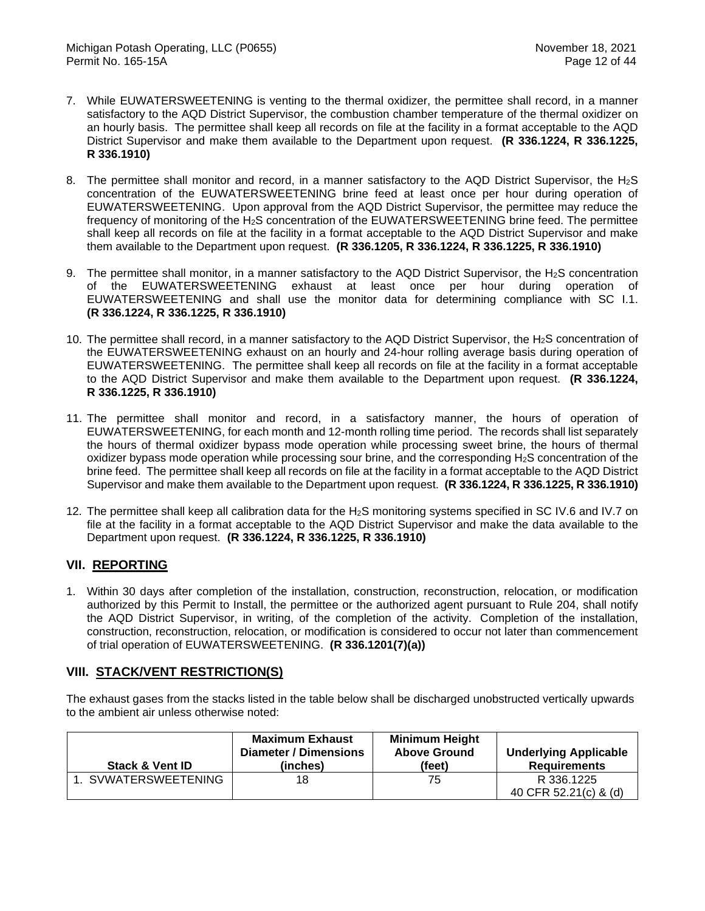7. While EUWATERSWEETENING is venting to the thermal oxidizer, the permittee shall record, in a manner satisfactory to the AQD District Supervisor, the combustion chamber temperature of the thermal oxidizer on an hourly basis. The permittee shall keep all records on file at the facility in a format acceptable to the AQD District Supervisor and make them available to the Department upon request. **(R 336.1224, R 336.1225, R 336.1910)**

8. The permittee shall monitor and record, in a manner satisfactory to the AQD District Supervisor, the $H_2S$ concentration of the EUWATERSWEETENING brine feed at least once per hour during operation of EUWATERSWEETENING. Upon approval from the AQD District Supervisor, the permittee may reduce the frequency of monitoring of the $H_2S$ concentration of the EUWATERSWEETENING brine feed. The permittee shall keep all records on file at the facility in a format acceptable to the AQD District Supervisor and make them available to the Department upon request. **(R 336.1205, R 336.1224, R 336.1225, R 336.1910)**

9. The permittee shall monitor, in a manner satisfactory to the AQD District Supervisor, the $H_2S$ concentration of the EUWATERSWEETENING exhaust at least once per hour during operation of EUWATERSWEETENING and shall use the monitor data for determining compliance with SC I.1. **(R 336.1224, R 336.1225, R 336.1910)**

10. The permittee shall record, in a manner satisfactory to the AQD District Supervisor, the $H_2S$ concentration of the EUWATERSWEETENING exhaust on an hourly and 24-hour rolling average basis during operation of EUWATERSWEETENING. The permittee shall keep all records on file at the facility in a format acceptable to the AQD District Supervisor and make them available to the Department upon request. **(R 336.1224, R 336.1225, R 336.1910)**

11. The permittee shall monitor and record, in a satisfactory manner, the hours of operation of EUWATERSWEETENING, for each month and 12-month rolling time period. The records shall list separately the hours of thermal oxidizer bypass mode operation while processing sweet brine, the hours of thermal oxidizer bypass mode operation while processing sour brine, and the corresponding $H_2S$ concentration of the brine feed. The permittee shall keep all records on file at the facility in a format acceptable to the AQD District Supervisor and make them available to the Department upon request. **(R 336.1224, R 336.1225, R 336.1910)**

12. The permittee shall keep all calibration data for the $H_2S$ monitoring systems specified in SC IV.6 and IV.7 on file at the facility in a format acceptable to the AQD District Supervisor and make the data available to the Department upon request. **(R 336.1224, R 336.1225, R 336.1910)**

## VII. REPORTING

1. Within 30 days after completion of the installation, construction, reconstruction, relocation, or modification authorized by this Permit to Install, the permittee or the authorized agent pursuant to Rule 204, shall notify the AQD District Supervisor, in writing, of the completion of the activity. Completion of the installation, construction, reconstruction, relocation, or modification is considered to occur not later than commencement of trial operation of EUWATERSWEETENING. **(R 336.1201(7)(a))**

## VIII. STACK/VENT RESTRICTION(S)

The exhaust gases from the stacks listed in the table below shall be discharged unobstructed vertically upwards to the ambient air unless otherwise noted:

| Stack & Vent ID | Maximum Exhaust Diameter / Dimensions (inches) | Minimum Height Above Ground (feet) | Underlying Applicable Requirements |
|---|---|---|---|
| 1. SVWATERSWEETENING | 18 | 75 | R 336.1225<br>40 CFR 52.21(c) & (d) |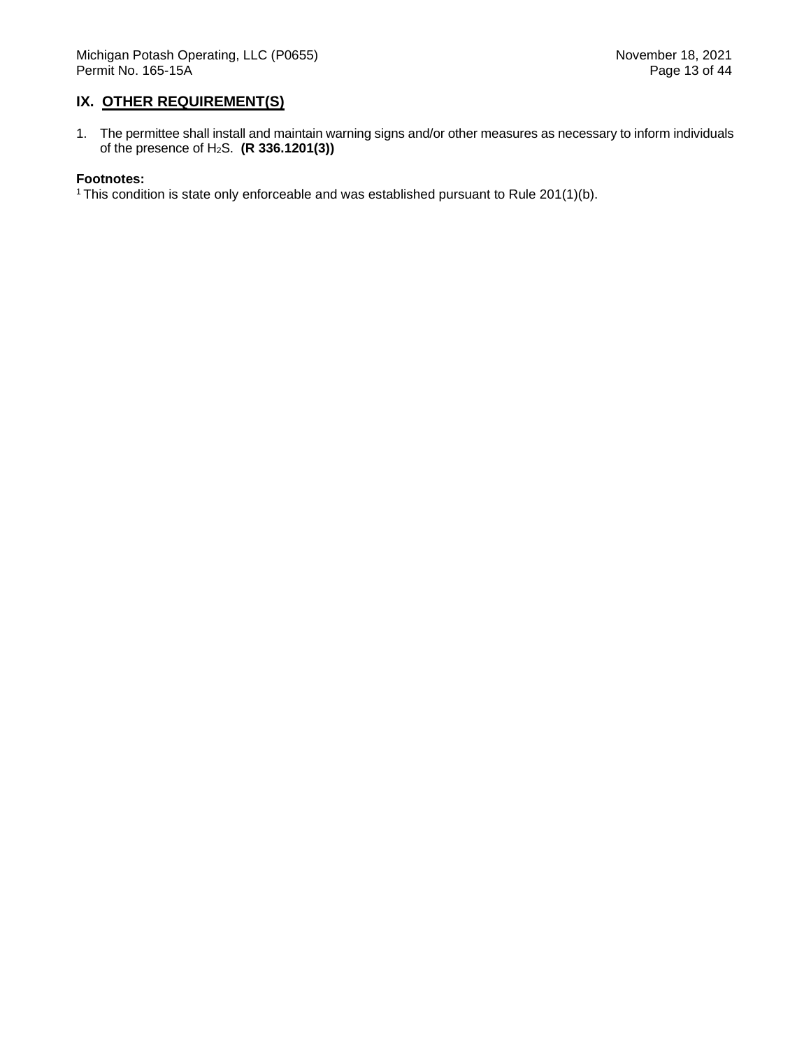## IX. OTHER REQUIREMENT(S)

1. The permittee shall install and maintain warning signs and/or other measures as necessary to inform individuals of the presence of $H_2S$. **(R 336.1201(3))**

**Footnotes:**
[1] This condition is state only enforceable and was established pursuant to Rule 201(1)(b).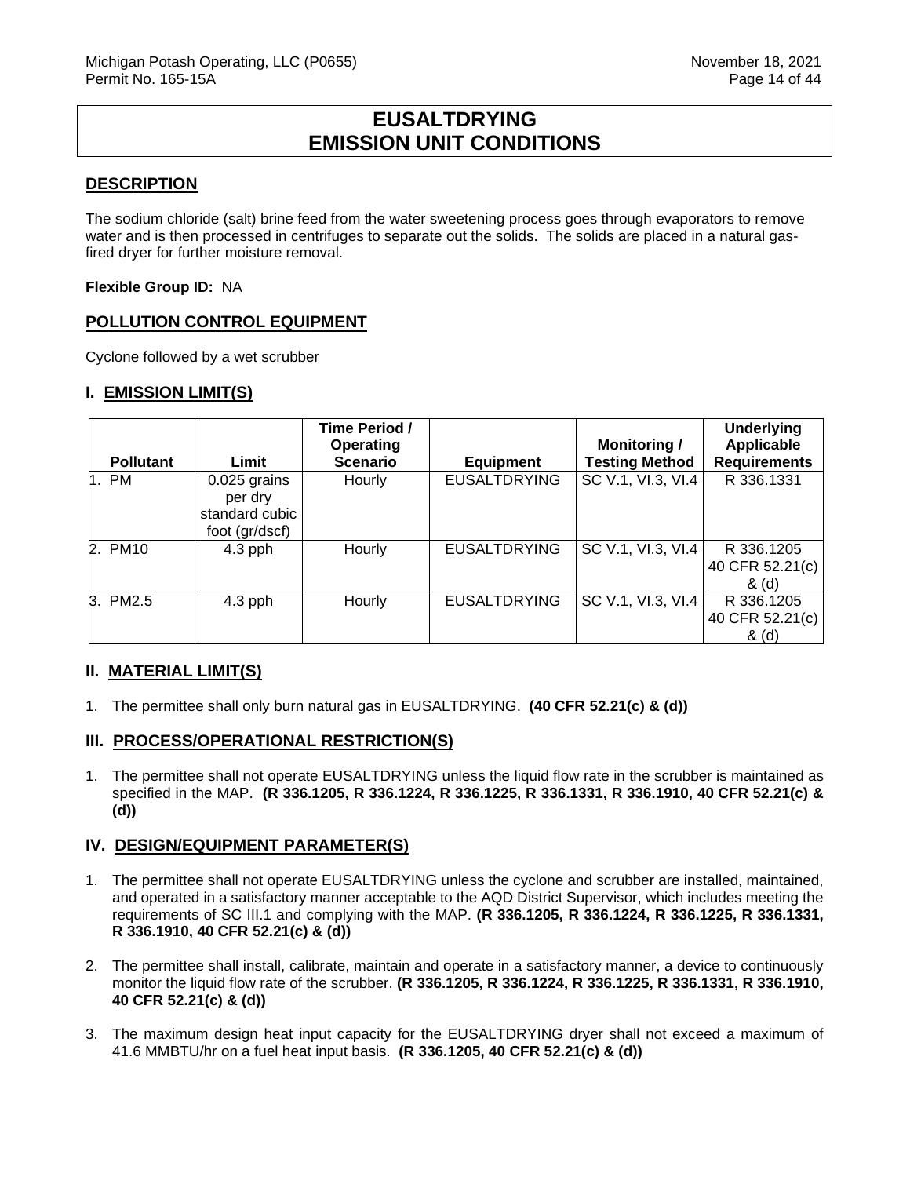# EUSALTDRYING EMISSION UNIT CONDITIONS

## DESCRIPTION

The sodium chloride (salt) brine feed from the water sweetening process goes through evaporators to remove water and is then processed in centrifuges to separate out the solids. The solids are placed in a natural gas-fired dryer for further moisture removal.

**Flexible Group ID:** NA

## POLLUTION CONTROL EQUIPMENT

Cyclone followed by a wet scrubber

## I. EMISSION LIMIT(S)

| Pollutant | Limit | Time Period / Operating Scenario | Equipment | Monitoring / Testing Method | Underlying Applicable Requirements |
|---|---|---|---|---|---|
| 1. PM | 0.025 grains per dry standard cubic foot (gr/dscf) | Hourly | EUSALTDRYING | SC V.1, VI.3, VI.4 | R 336.1331 |
| 2. PM10 | 4.3 pph | Hourly | EUSALTDRYING | SC V.1, VI.3, VI.4 | R 336.1205 40 CFR 52.21(c) & (d) |
| 3. PM2.5 | 4.3 pph | Hourly | EUSALTDRYING | SC V.1, VI.3, VI.4 | R 336.1205 40 CFR 52.21(c) & (d) |

## II. MATERIAL LIMIT(S)

1. The permittee shall only burn natural gas in EUSALTDRYING. **(40 CFR 52.21(c) & (d))**

## III. PROCESS/OPERATIONAL RESTRICTION(S)

1. The permittee shall not operate EUSALTDRYING unless the liquid flow rate in the scrubber is maintained as specified in the MAP. **(R 336.1205, R 336.1224, R 336.1225, R 336.1331, R 336.1910, 40 CFR 52.21(c) & (d))**

## IV. DESIGN/EQUIPMENT PARAMETER(S)

1. The permittee shall not operate EUSALTDRYING unless the cyclone and scrubber are installed, maintained, and operated in a satisfactory manner acceptable to the AQD District Supervisor, which includes meeting the requirements of SC III.1 and complying with the MAP. **(R 336.1205, R 336.1224, R 336.1225, R 336.1331, R 336.1910, 40 CFR 52.21(c) & (d))**

2. The permittee shall install, calibrate, maintain and operate in a satisfactory manner, a device to continuously monitor the liquid flow rate of the scrubber. **(R 336.1205, R 336.1224, R 336.1225, R 336.1331, R 336.1910, 40 CFR 52.21(c) & (d))**

3. The maximum design heat input capacity for the EUSALTDRYING dryer shall not exceed a maximum of 41.6 MMBTU/hr on a fuel heat input basis. **(R 336.1205, 40 CFR 52.21(c) & (d))**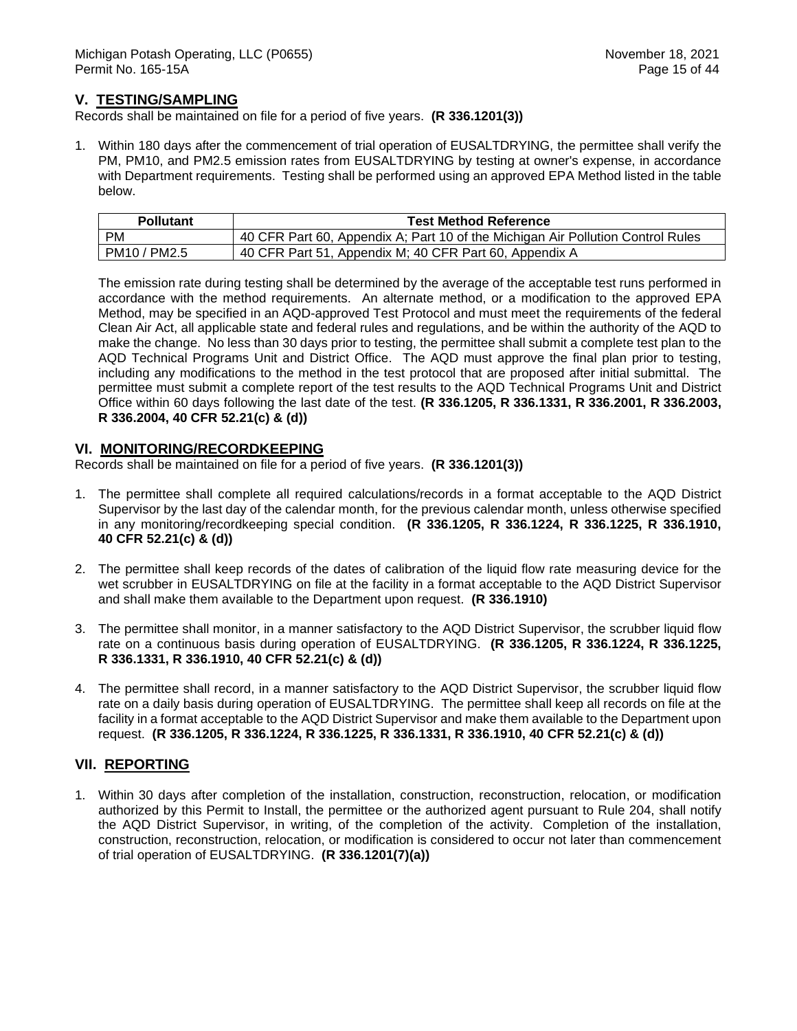## V. TESTING/SAMPLING

Records shall be maintained on file for a period of five years. **(R 336.1201(3))**

1. Within 180 days after the commencement of trial operation of EUSALTDRYING, the permittee shall verify the PM, PM10, and PM2.5 emission rates from EUSALTDRYING by testing at owner's expense, in accordance with Department requirements. Testing shall be performed using an approved EPA Method listed in the table below.

| Pollutant | Test Method Reference |
|---|---|
| PM | 40 CFR Part 60, Appendix A; Part 10 of the Michigan Air Pollution Control Rules |
| PM10 / PM2.5 | 40 CFR Part 51, Appendix M; 40 CFR Part 60, Appendix A |

The emission rate during testing shall be determined by the average of the acceptable test runs performed in accordance with the method requirements. An alternate method, or a modification to the approved EPA Method, may be specified in an AQD-approved Test Protocol and must meet the requirements of the federal Clean Air Act, all applicable state and federal rules and regulations, and be within the authority of the AQD to make the change. No less than 30 days prior to testing, the permittee shall submit a complete test plan to the AQD Technical Programs Unit and District Office. The AQD must approve the final plan prior to testing, including any modifications to the method in the test protocol that are proposed after initial submittal. The permittee must submit a complete report of the test results to the AQD Technical Programs Unit and District Office within 60 days following the last date of the test. **(R 336.1205, R 336.1331, R 336.2001, R 336.2003, R 336.2004, 40 CFR 52.21(c) & (d))**

## VI. MONITORING/RECORDKEEPING

Records shall be maintained on file for a period of five years. **(R 336.1201(3))**

1. The permittee shall complete all required calculations/records in a format acceptable to the AQD District Supervisor by the last day of the calendar month, for the previous calendar month, unless otherwise specified in any monitoring/recordkeeping special condition. **(R 336.1205, R 336.1224, R 336.1225, R 336.1910, 40 CFR 52.21(c) & (d))**

2. The permittee shall keep records of the dates of calibration of the liquid flow rate measuring device for the wet scrubber in EUSALTDRYING on file at the facility in a format acceptable to the AQD District Supervisor and shall make them available to the Department upon request. **(R 336.1910)**

3. The permittee shall monitor, in a manner satisfactory to the AQD District Supervisor, the scrubber liquid flow rate on a continuous basis during operation of EUSALTDRYING. **(R 336.1205, R 336.1224, R 336.1225, R 336.1331, R 336.1910, 40 CFR 52.21(c) & (d))**

4. The permittee shall record, in a manner satisfactory to the AQD District Supervisor, the scrubber liquid flow rate on a daily basis during operation of EUSALTDRYING. The permittee shall keep all records on file at the facility in a format acceptable to the AQD District Supervisor and make them available to the Department upon request. **(R 336.1205, R 336.1224, R 336.1225, R 336.1331, R 336.1910, 40 CFR 52.21(c) & (d))**

## VII. REPORTING

1. Within 30 days after completion of the installation, construction, reconstruction, relocation, or modification authorized by this Permit to Install, the permittee or the authorized agent pursuant to Rule 204, shall notify the AQD District Supervisor, in writing, of the completion of the activity. Completion of the installation, construction, reconstruction, relocation, or modification is considered to occur not later than commencement of trial operation of EUSALTDRYING. **(R 336.1201(7)(a))**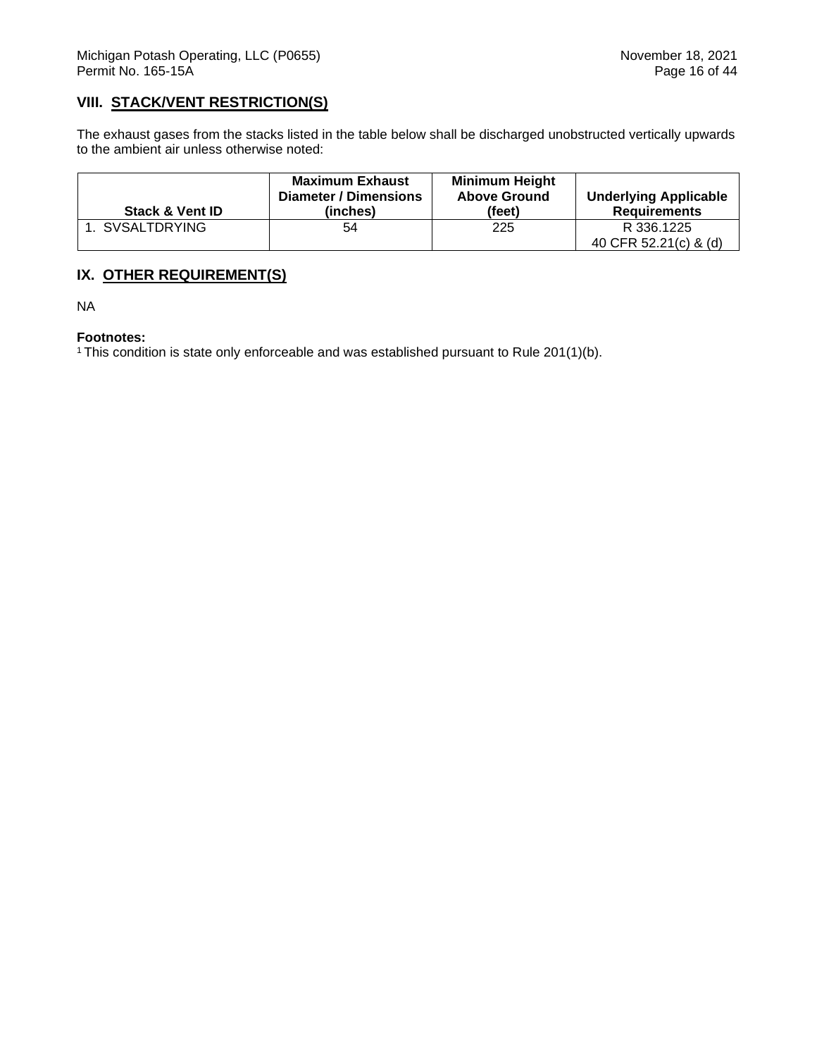## VIII. STACK/VENT RESTRICTION(S)

The exhaust gases from the stacks listed in the table below shall be discharged unobstructed vertically upwards to the ambient air unless otherwise noted:

| Stack & Vent ID | Maximum Exhaust Diameter / Dimensions (inches) | Minimum Height Above Ground (feet) | Underlying Applicable Requirements |
|---|---|---|---|
| 1. SVSALTDRYING | 54 | 225 | R 336.1225<br>40 CFR 52.21(c) & (d) |

## IX. OTHER REQUIREMENT(S)

NA

**Footnotes:**
[1] This condition is state only enforceable and was established pursuant to Rule 201(1)(b).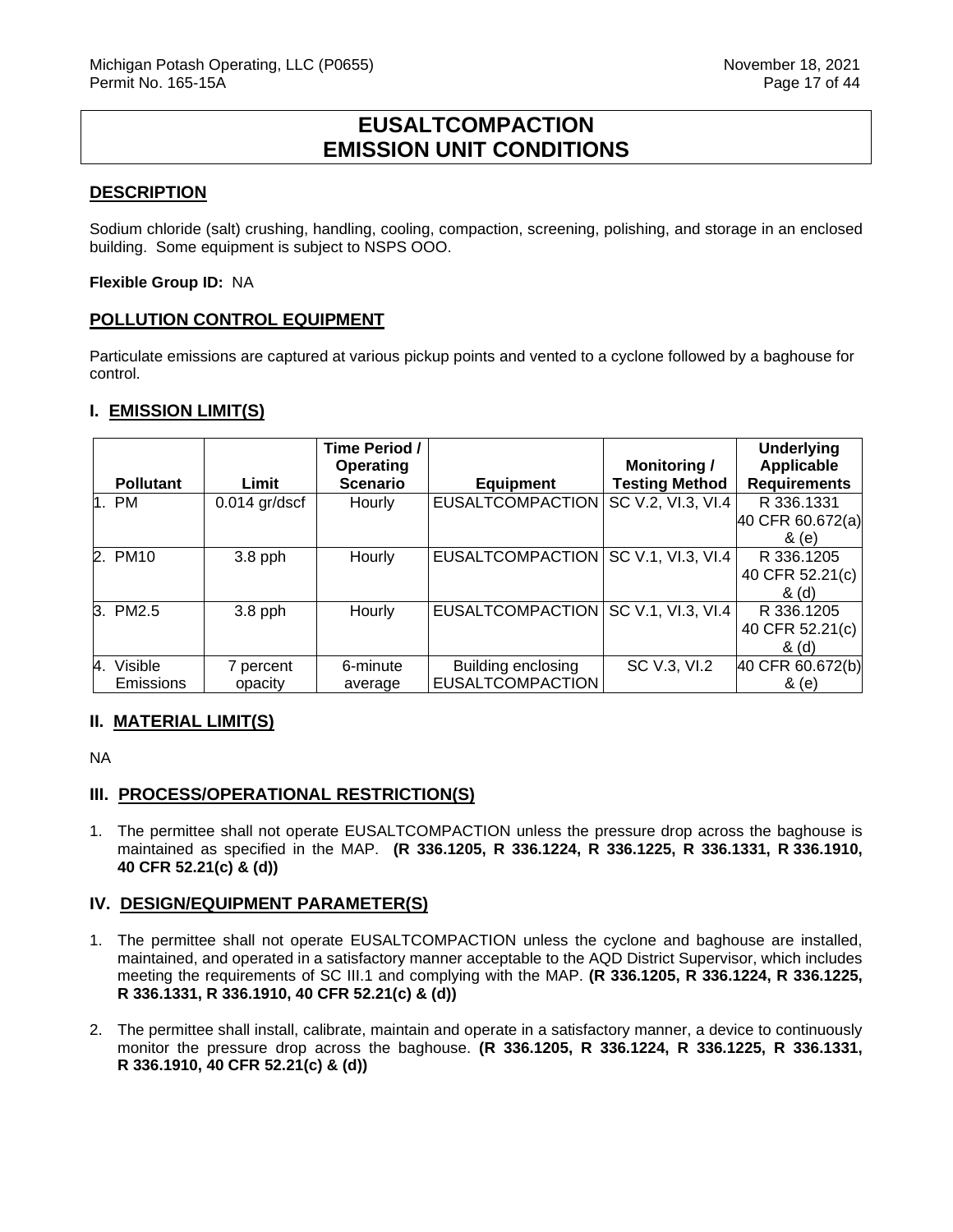# EUSALTCOMPACTION
# EMISSION UNIT CONDITIONS

## DESCRIPTION

Sodium chloride (salt) crushing, handling, cooling, compaction, screening, polishing, and storage in an enclosed building. Some equipment is subject to NSPS OOO.

**Flexible Group ID:** NA

## POLLUTION CONTROL EQUIPMENT

Particulate emissions are captured at various pickup points and vented to a cyclone followed by a baghouse for control.

## I. EMISSION LIMIT(S)

| Pollutant | Limit | Time Period / Operating Scenario | Equipment | Monitoring / Testing Method | Underlying Applicable Requirements |
|---|---|---|---|---|---|
| 1. PM | 0.014 gr/dscf | Hourly | EUSALTCOMPACTION | SC V.2, VI.3, VI.4 | R 336.1331 40 CFR 60.672(a) & (e) |
| 2. PM10 | 3.8 pph | Hourly | EUSALTCOMPACTION | SC V.1, VI.3, VI.4 | R 336.1205 40 CFR 52.21(c) & (d) |
| 3. PM2.5 | 3.8 pph | Hourly | EUSALTCOMPACTION | SC V.1, VI.3, VI.4 | R 336.1205 40 CFR 52.21(c) & (d) |
| 4. Visible Emissions | 7 percent opacity | 6-minute average | Building enclosing EUSALTCOMPACTION | SC V.3, VI.2 | 40 CFR 60.672(b) & (e) |

## II. MATERIAL LIMIT(S)

NA

## III. PROCESS/OPERATIONAL RESTRICTION(S)

1. The permittee shall not operate EUSALTCOMPACTION unless the pressure drop across the baghouse is maintained as specified in the MAP. **(R 336.1205, R 336.1224, R 336.1225, R 336.1331, R 336.1910, 40 CFR 52.21(c) & (d))**

## IV. DESIGN/EQUIPMENT PARAMETER(S)

1. The permittee shall not operate EUSALTCOMPACTION unless the cyclone and baghouse are installed, maintained, and operated in a satisfactory manner acceptable to the AQD District Supervisor, which includes meeting the requirements of SC III.1 and complying with the MAP. **(R 336.1205, R 336.1224, R 336.1225, R 336.1331, R 336.1910, 40 CFR 52.21(c) & (d))**

2. The permittee shall install, calibrate, maintain and operate in a satisfactory manner, a device to continuously monitor the pressure drop across the baghouse. **(R 336.1205, R 336.1224, R 336.1225, R 336.1331, R 336.1910, 40 CFR 52.21(c) & (d))**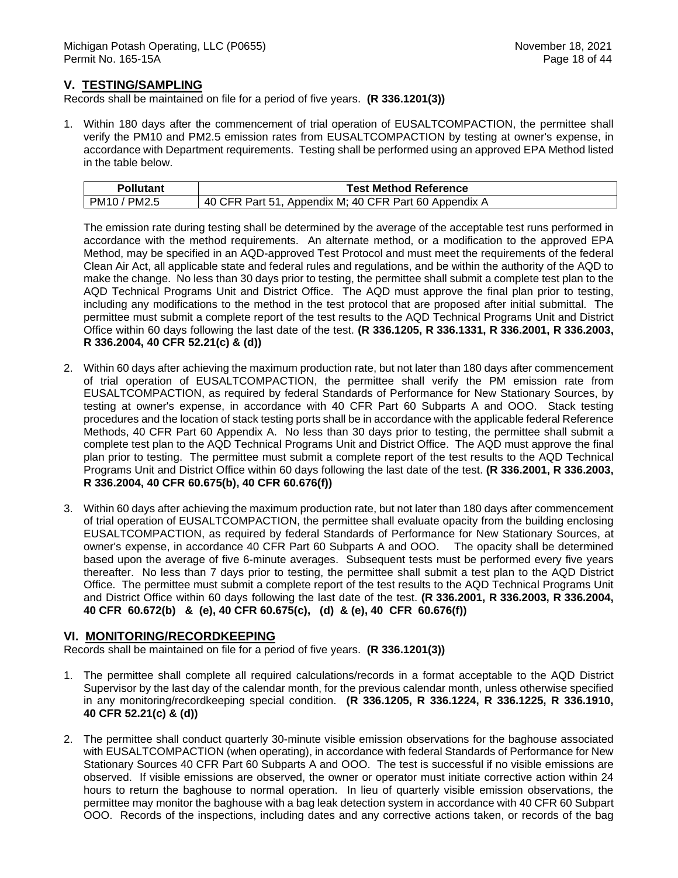## V. TESTING/SAMPLING

Records shall be maintained on file for a period of five years. **(R 336.1201(3))**

1. Within 180 days after the commencement of trial operation of EUSALTCOMPACTION, the permittee shall verify the PM10 and PM2.5 emission rates from EUSALTCOMPACTION by testing at owner's expense, in accordance with Department requirements. Testing shall be performed using an approved EPA Method listed in the table below.

| Pollutant | Test Method Reference |
|---|---|
| PM10 / PM2.5 | 40 CFR Part 51, Appendix M; 40 CFR Part 60 Appendix A |

The emission rate during testing shall be determined by the average of the acceptable test runs performed in accordance with the method requirements. An alternate method, or a modification to the approved EPA Method, may be specified in an AQD-approved Test Protocol and must meet the requirements of the federal Clean Air Act, all applicable state and federal rules and regulations, and be within the authority of the AQD to make the change. No less than 30 days prior to testing, the permittee shall submit a complete test plan to the AQD Technical Programs Unit and District Office. The AQD must approve the final plan prior to testing, including any modifications to the method in the test protocol that are proposed after initial submittal. The permittee must submit a complete report of the test results to the AQD Technical Programs Unit and District Office within 60 days following the last date of the test. **(R 336.1205, R 336.1331, R 336.2001, R 336.2003, R 336.2004, 40 CFR 52.21(c) & (d))**

2. Within 60 days after achieving the maximum production rate, but not later than 180 days after commencement of trial operation of EUSALTCOMPACTION, the permittee shall verify the PM emission rate from EUSALTCOMPACTION, as required by federal Standards of Performance for New Stationary Sources, by testing at owner's expense, in accordance with 40 CFR Part 60 Subparts A and OOO. Stack testing procedures and the location of stack testing ports shall be in accordance with the applicable federal Reference Methods, 40 CFR Part 60 Appendix A. No less than 30 days prior to testing, the permittee shall submit a complete test plan to the AQD Technical Programs Unit and District Office. The AQD must approve the final plan prior to testing. The permittee must submit a complete report of the test results to the AQD Technical Programs Unit and District Office within 60 days following the last date of the test. **(R 336.2001, R 336.2003, R 336.2004, 40 CFR 60.675(b), 40 CFR 60.676(f))**

3. Within 60 days after achieving the maximum production rate, but not later than 180 days after commencement of trial operation of EUSALTCOMPACTION, the permittee shall evaluate opacity from the building enclosing EUSALTCOMPACTION, as required by federal Standards of Performance for New Stationary Sources, at owner's expense, in accordance 40 CFR Part 60 Subparts A and OOO. The opacity shall be determined based upon the average of five 6-minute averages. Subsequent tests must be performed every five years thereafter. No less than 7 days prior to testing, the permittee shall submit a test plan to the AQD District Office. The permittee must submit a complete report of the test results to the AQD Technical Programs Unit and District Office within 60 days following the last date of the test. **(R 336.2001, R 336.2003, R 336.2004, 40 CFR 60.672(b) & (e), 40 CFR 60.675(c), (d) & (e), 40 CFR 60.676(f))**

## VI. MONITORING/RECORDKEEPING

Records shall be maintained on file for a period of five years. **(R 336.1201(3))**

1. The permittee shall complete all required calculations/records in a format acceptable to the AQD District Supervisor by the last day of the calendar month, for the previous calendar month, unless otherwise specified in any monitoring/recordkeeping special condition. **(R 336.1205, R 336.1224, R 336.1225, R 336.1910, 40 CFR 52.21(c) & (d))**

2. The permittee shall conduct quarterly 30-minute visible emission observations for the baghouse associated with EUSALTCOMPACTION (when operating), in accordance with federal Standards of Performance for New Stationary Sources 40 CFR Part 60 Subparts A and OOO. The test is successful if no visible emissions are observed. If visible emissions are observed, the owner or operator must initiate corrective action within 24 hours to return the baghouse to normal operation. In lieu of quarterly visible emission observations, the permittee may monitor the baghouse with a bag leak detection system in accordance with 40 CFR 60 Subpart OOO. Records of the inspections, including dates and any corrective actions taken, or records of the bag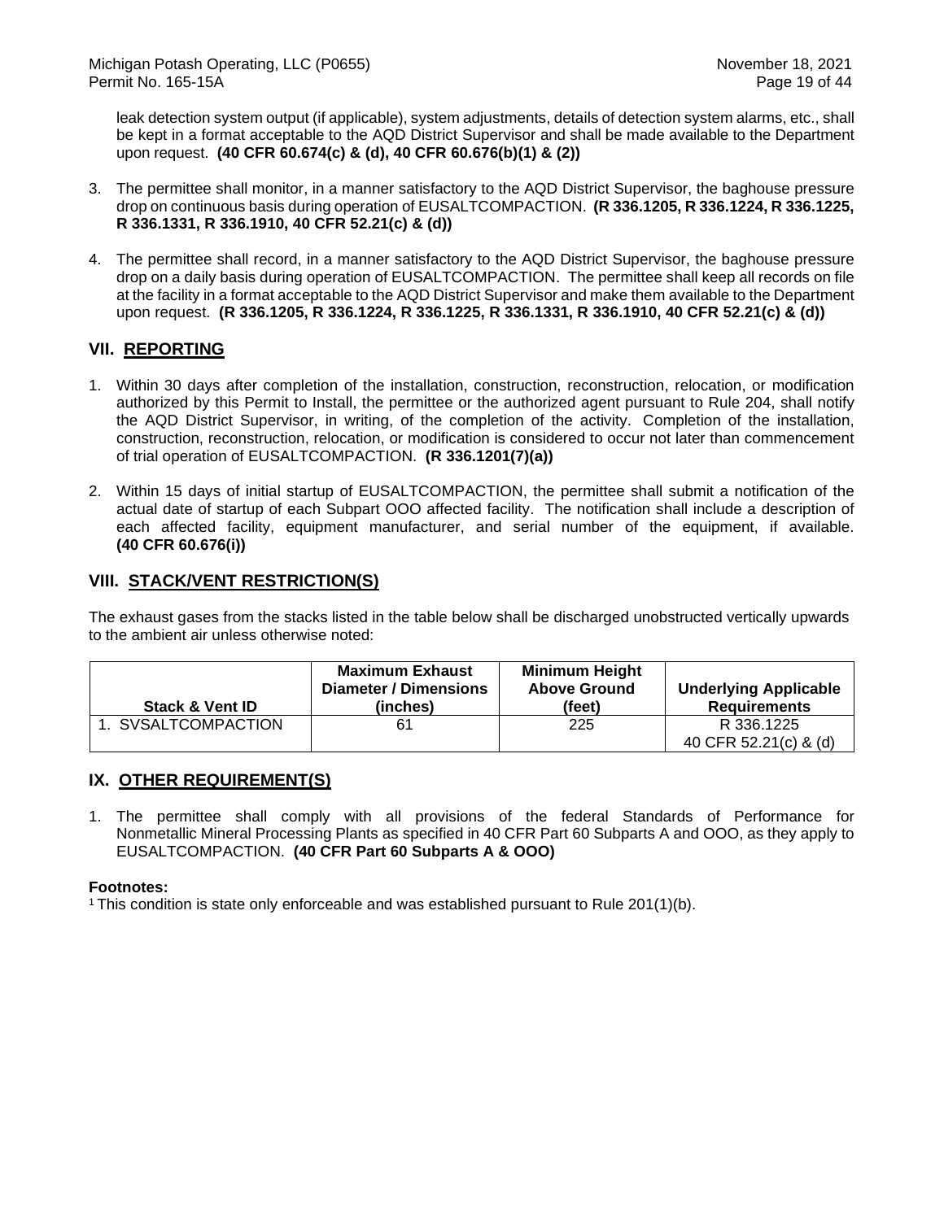leak detection system output (if applicable), system adjustments, details of detection system alarms, etc., shall be kept in a format acceptable to the AQD District Supervisor and shall be made available to the Department upon request. **(40 CFR 60.674(c) & (d), 40 CFR 60.676(b)(1) & (2))**

3. The permittee shall monitor, in a manner satisfactory to the AQD District Supervisor, the baghouse pressure drop on continuous basis during operation of EUSALTCOMPACTION. **(R 336.1205, R 336.1224, R 336.1225, R 336.1331, R 336.1910, 40 CFR 52.21(c) & (d))**

4. The permittee shall record, in a manner satisfactory to the AQD District Supervisor, the baghouse pressure drop on a daily basis during operation of EUSALTCOMPACTION. The permittee shall keep all records on file at the facility in a format acceptable to the AQD District Supervisor and make them available to the Department upon request. **(R 336.1205, R 336.1224, R 336.1225, R 336.1331, R 336.1910, 40 CFR 52.21(c) & (d))**

## VII. REPORTING

1. Within 30 days after completion of the installation, construction, reconstruction, relocation, or modification authorized by this Permit to Install, the permittee or the authorized agent pursuant to Rule 204, shall notify the AQD District Supervisor, in writing, of the completion of the activity. Completion of the installation, construction, reconstruction, relocation, or modification is considered to occur not later than commencement of trial operation of EUSALTCOMPACTION. **(R 336.1201(7)(a))**

2. Within 15 days of initial startup of EUSALTCOMPACTION, the permittee shall submit a notification of the actual date of startup of each Subpart OOO affected facility. The notification shall include a description of each affected facility, equipment manufacturer, and serial number of the equipment, if available. **(40 CFR 60.676(i))**

## VIII. STACK/VENT RESTRICTION(S)

The exhaust gases from the stacks listed in the table below shall be discharged unobstructed vertically upwards to the ambient air unless otherwise noted:

| Stack & Vent ID | Maximum Exhaust Diameter / Dimensions (inches) | Minimum Height Above Ground (feet) | Underlying Applicable Requirements |
|---|---|---|---|
| 1. SVSALTCOMPACTION | 61 | 225 | R 336.1225<br>40 CFR 52.21(c) & (d) |

## IX. OTHER REQUIREMENT(S)

1. The permittee shall comply with all provisions of the federal Standards of Performance for Nonmetallic Mineral Processing Plants as specified in 40 CFR Part 60 Subparts A and OOO, as they apply to EUSALTCOMPACTION. **(40 CFR Part 60 Subparts A & OOO)**

**Footnotes:**

[1] This condition is state only enforceable and was established pursuant to Rule 201(1)(b).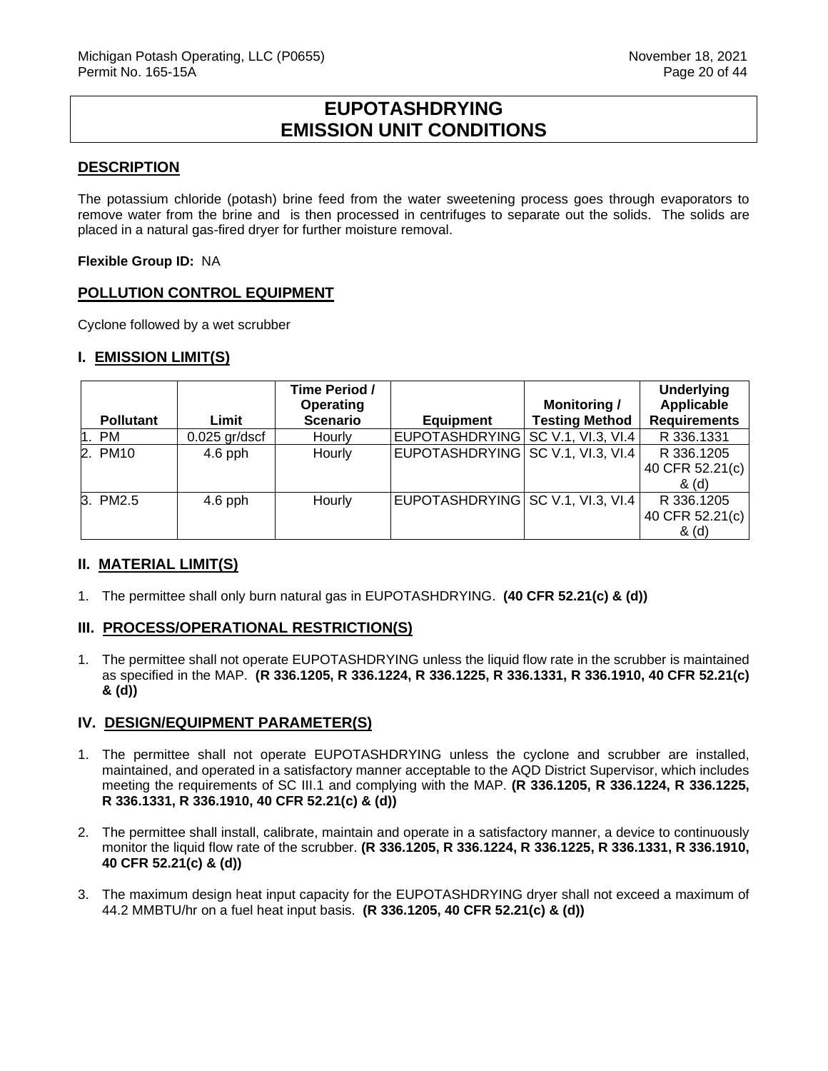# EUPOTASHDRYING
# EMISSION UNIT CONDITIONS

## DESCRIPTION

The potassium chloride (potash) brine feed from the water sweetening process goes through evaporators to remove water from the brine and is then processed in centrifuges to separate out the solids. The solids are placed in a natural gas-fired dryer for further moisture removal.

**Flexible Group ID:** NA

## POLLUTION CONTROL EQUIPMENT

Cyclone followed by a wet scrubber

## I. EMISSION LIMIT(S)

| Pollutant | Limit | Time Period / Operating Scenario | Equipment | Monitoring / Testing Method | Underlying Applicable Requirements |
|---|---|---|---|---|---|
| 1. PM | 0.025 gr/dscf | Hourly | EUPOTASHDRYING | SC V.1, VI.3, VI.4 | R 336.1331 |
| 2. PM10 | 4.6 pph | Hourly | EUPOTASHDRYING | SC V.1, VI.3, VI.4 | R 336.1205 40 CFR 52.21(c) & (d) |
| 3. PM2.5 | 4.6 pph | Hourly | EUPOTASHDRYING | SC V.1, VI.3, VI.4 | R 336.1205 40 CFR 52.21(c) & (d) |

## II. MATERIAL LIMIT(S)

1. The permittee shall only burn natural gas in EUPOTASHDRYING. **(40 CFR 52.21(c) & (d))**

## III. PROCESS/OPERATIONAL RESTRICTION(S)

1. The permittee shall not operate EUPOTASHDRYING unless the liquid flow rate in the scrubber is maintained as specified in the MAP. **(R 336.1205, R 336.1224, R 336.1225, R 336.1331, R 336.1910, 40 CFR 52.21(c) & (d))**

## IV. DESIGN/EQUIPMENT PARAMETER(S)

1. The permittee shall not operate EUPOTASHDRYING unless the cyclone and scrubber are installed, maintained, and operated in a satisfactory manner acceptable to the AQD District Supervisor, which includes meeting the requirements of SC III.1 and complying with the MAP. **(R 336.1205, R 336.1224, R 336.1225, R 336.1331, R 336.1910, 40 CFR 52.21(c) & (d))**

2. The permittee shall install, calibrate, maintain and operate in a satisfactory manner, a device to continuously monitor the liquid flow rate of the scrubber. **(R 336.1205, R 336.1224, R 336.1225, R 336.1331, R 336.1910, 40 CFR 52.21(c) & (d))**

3. The maximum design heat input capacity for the EUPOTASHDRYING dryer shall not exceed a maximum of 44.2 MMBTU/hr on a fuel heat input basis. **(R 336.1205, 40 CFR 52.21(c) & (d))**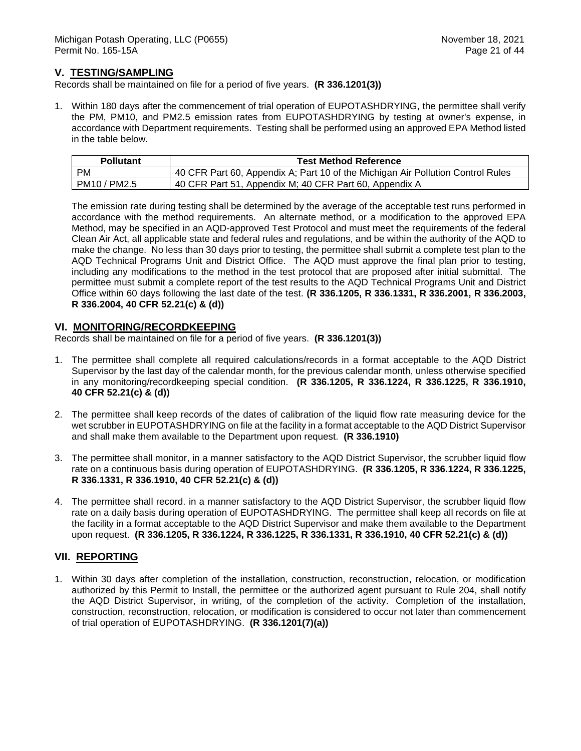## V. TESTING/SAMPLING

Records shall be maintained on file for a period of five years. **(R 336.1201(3))**

1. Within 180 days after the commencement of trial operation of EUPOTASHDRYING, the permittee shall verify the PM, PM10, and PM2.5 emission rates from EUPOTASHDRYING by testing at owner's expense, in accordance with Department requirements. Testing shall be performed using an approved EPA Method listed in the table below.

| Pollutant | Test Method Reference |
|---|---|
| PM | 40 CFR Part 60, Appendix A; Part 10 of the Michigan Air Pollution Control Rules |
| PM10 / PM2.5 | 40 CFR Part 51, Appendix M; 40 CFR Part 60, Appendix A |

The emission rate during testing shall be determined by the average of the acceptable test runs performed in accordance with the method requirements. An alternate method, or a modification to the approved EPA Method, may be specified in an AQD-approved Test Protocol and must meet the requirements of the federal Clean Air Act, all applicable state and federal rules and regulations, and be within the authority of the AQD to make the change. No less than 30 days prior to testing, the permittee shall submit a complete test plan to the AQD Technical Programs Unit and District Office. The AQD must approve the final plan prior to testing, including any modifications to the method in the test protocol that are proposed after initial submittal. The permittee must submit a complete report of the test results to the AQD Technical Programs Unit and District Office within 60 days following the last date of the test. **(R 336.1205, R 336.1331, R 336.2001, R 336.2003, R 336.2004, 40 CFR 52.21(c) & (d))**

## VI. MONITORING/RECORDKEEPING

Records shall be maintained on file for a period of five years. **(R 336.1201(3))**

1. The permittee shall complete all required calculations/records in a format acceptable to the AQD District Supervisor by the last day of the calendar month, for the previous calendar month, unless otherwise specified in any monitoring/recordkeeping special condition. **(R 336.1205, R 336.1224, R 336.1225, R 336.1910, 40 CFR 52.21(c) & (d))**

2. The permittee shall keep records of the dates of calibration of the liquid flow rate measuring device for the wet scrubber in EUPOTASHDRYING on file at the facility in a format acceptable to the AQD District Supervisor and shall make them available to the Department upon request. **(R 336.1910)**

3. The permittee shall monitor, in a manner satisfactory to the AQD District Supervisor, the scrubber liquid flow rate on a continuous basis during operation of EUPOTASHDRYING. **(R 336.1205, R 336.1224, R 336.1225, R 336.1331, R 336.1910, 40 CFR 52.21(c) & (d))**

4. The permittee shall record. in a manner satisfactory to the AQD District Supervisor, the scrubber liquid flow rate on a daily basis during operation of EUPOTASHDRYING. The permittee shall keep all records on file at the facility in a format acceptable to the AQD District Supervisor and make them available to the Department upon request. **(R 336.1205, R 336.1224, R 336.1225, R 336.1331, R 336.1910, 40 CFR 52.21(c) & (d))**

## VII. REPORTING

1. Within 30 days after completion of the installation, construction, reconstruction, relocation, or modification authorized by this Permit to Install, the permittee or the authorized agent pursuant to Rule 204, shall notify the AQD District Supervisor, in writing, of the completion of the activity. Completion of the installation, construction, reconstruction, relocation, or modification is considered to occur not later than commencement of trial operation of EUPOTASHDRYING. **(R 336.1201(7)(a))**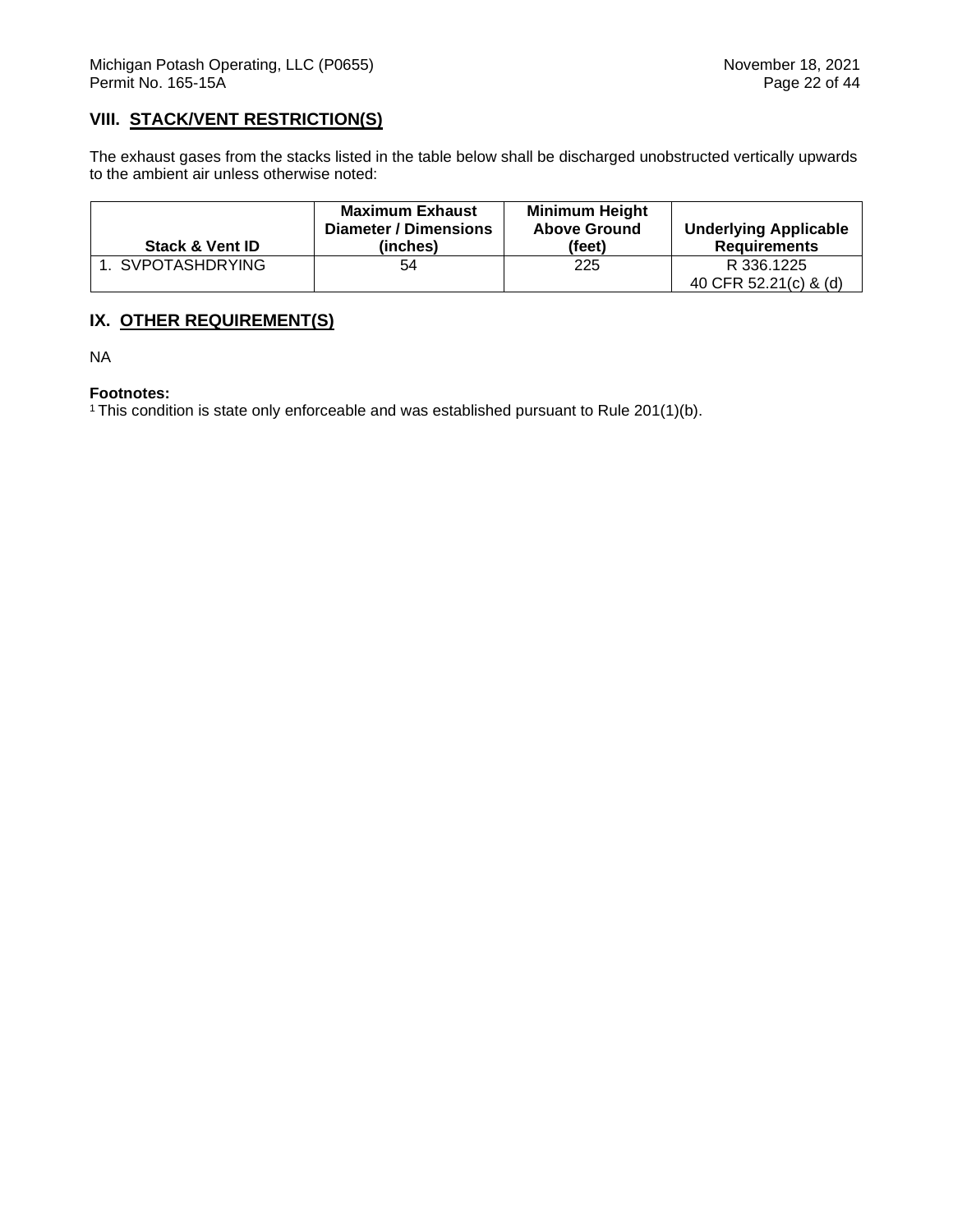## VIII. STACK/VENT RESTRICTION(S)

The exhaust gases from the stacks listed in the table below shall be discharged unobstructed vertically upwards to the ambient air unless otherwise noted:

| Stack & Vent ID | Maximum Exhaust Diameter / Dimensions (inches) | Minimum Height Above Ground (feet) | Underlying Applicable Requirements |
|---|---|---|---|
| 1. SVPOTASHDRYING | 54 | 225 | R 336.1225<br>40 CFR 52.21(c) & (d) |

## IX. OTHER REQUIREMENT(S)

NA

**Footnotes:**
[1] This condition is state only enforceable and was established pursuant to Rule 201(1)(b).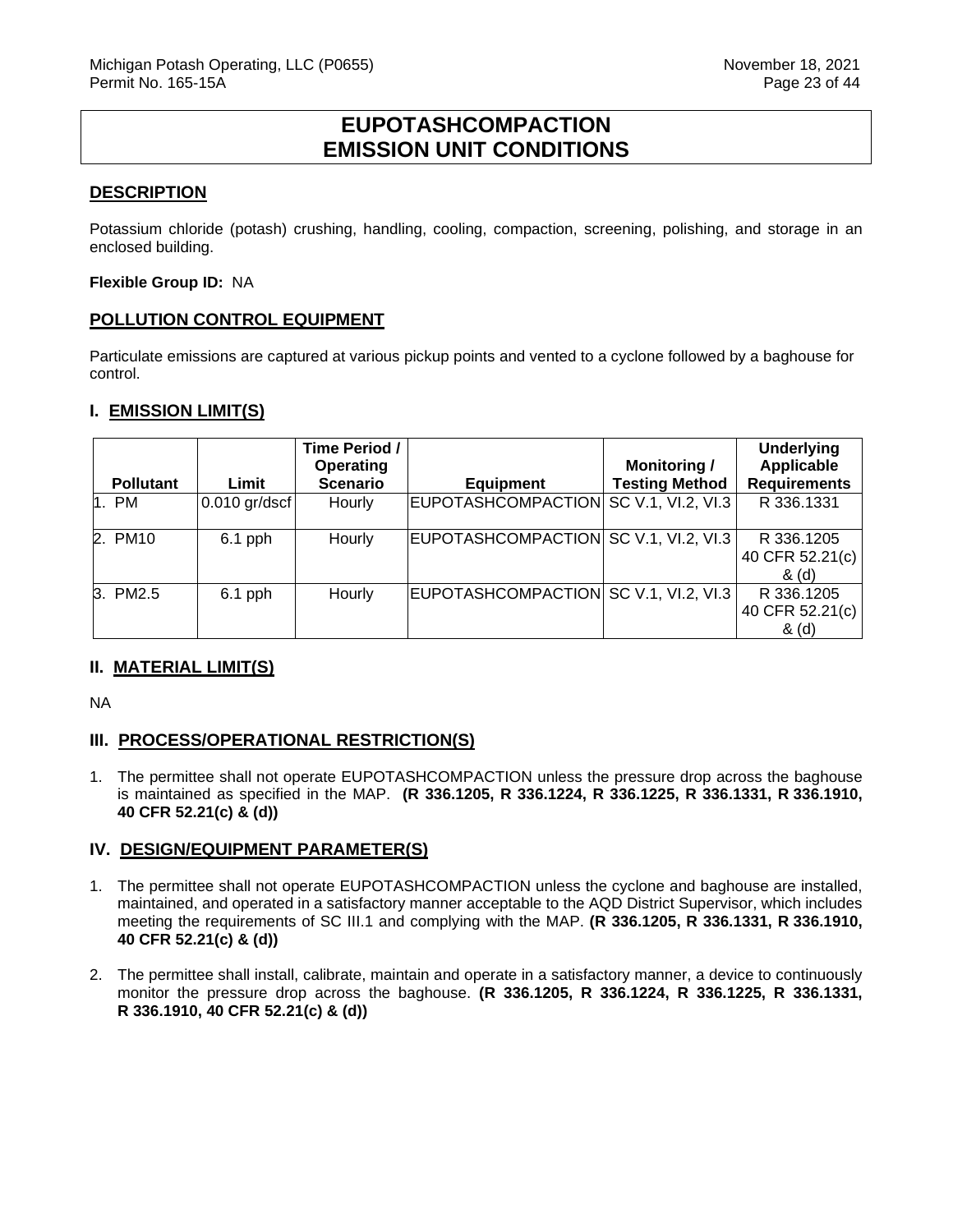# EUPOTASHCOMPACTION
# EMISSION UNIT CONDITIONS

## DESCRIPTION

Potassium chloride (potash) crushing, handling, cooling, compaction, screening, polishing, and storage in an enclosed building.

**Flexible Group ID:** NA

## POLLUTION CONTROL EQUIPMENT

Particulate emissions are captured at various pickup points and vented to a cyclone followed by a baghouse for control.

## I. EMISSION LIMIT(S)

| Pollutant | Limit | Time Period / Operating Scenario | Equipment | Monitoring / Testing Method | Underlying Applicable Requirements |
|---|---|---|---|---|---|
| 1. PM | 0.010 gr/dscf | Hourly | EUPOTASHCOMPACTION | SC V.1, VI.2, VI.3 | R 336.1331 |
| 2. PM10 | 6.1 pph | Hourly | EUPOTASHCOMPACTION | SC V.1, VI.2, VI.3 | R 336.1205 40 CFR 52.21(c) & (d) |
| 3. PM2.5 | 6.1 pph | Hourly | EUPOTASHCOMPACTION | SC V.1, VI.2, VI.3 | R 336.1205 40 CFR 52.21(c) & (d) |

## II. MATERIAL LIMIT(S)

NA

## III. PROCESS/OPERATIONAL RESTRICTION(S)

1. The permittee shall not operate EUPOTASHCOMPACTION unless the pressure drop across the baghouse is maintained as specified in the MAP. **(R 336.1205, R 336.1224, R 336.1225, R 336.1331, R 336.1910, 40 CFR 52.21(c) & (d))**

## IV. DESIGN/EQUIPMENT PARAMETER(S)

1. The permittee shall not operate EUPOTASHCOMPACTION unless the cyclone and baghouse are installed, maintained, and operated in a satisfactory manner acceptable to the AQD District Supervisor, which includes meeting the requirements of SC III.1 and complying with the MAP. **(R 336.1205, R 336.1331, R 336.1910, 40 CFR 52.21(c) & (d))**

2. The permittee shall install, calibrate, maintain and operate in a satisfactory manner, a device to continuously monitor the pressure drop across the baghouse. **(R 336.1205, R 336.1224, R 336.1225, R 336.1331, R 336.1910, 40 CFR 52.21(c) & (d))**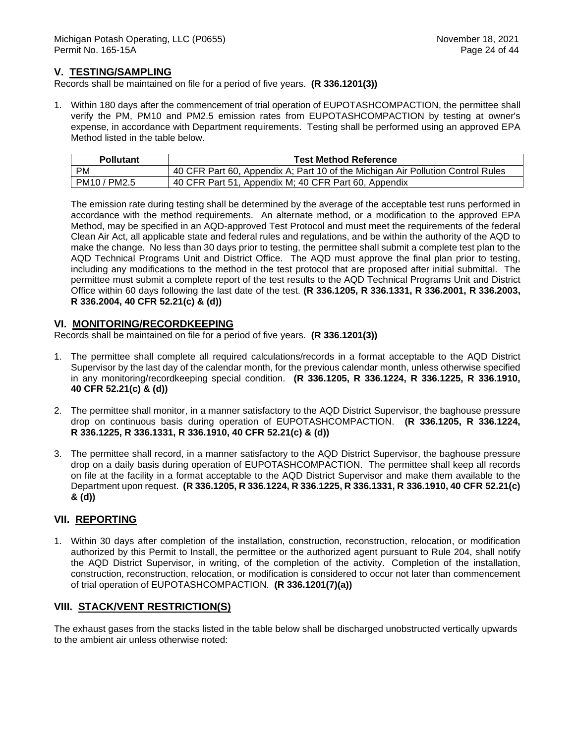## V. TESTING/SAMPLING

Records shall be maintained on file for a period of five years. **(R 336.1201(3))**

1. Within 180 days after the commencement of trial operation of EUPOTASHCOMPACTION, the permittee shall verify the PM, PM10 and PM2.5 emission rates from EUPOTASHCOMPACTION by testing at owner's expense, in accordance with Department requirements. Testing shall be performed using an approved EPA Method listed in the table below.

| Pollutant | Test Method Reference |
|---|---|
| PM | 40 CFR Part 60, Appendix A; Part 10 of the Michigan Air Pollution Control Rules |
| PM10 / PM2.5 | 40 CFR Part 51, Appendix M; 40 CFR Part 60, Appendix |

   The emission rate during testing shall be determined by the average of the acceptable test runs performed in accordance with the method requirements. An alternate method, or a modification to the approved EPA Method, may be specified in an AQD-approved Test Protocol and must meet the requirements of the federal Clean Air Act, all applicable state and federal rules and regulations, and be within the authority of the AQD to make the change. No less than 30 days prior to testing, the permittee shall submit a complete test plan to the AQD Technical Programs Unit and District Office. The AQD must approve the final plan prior to testing, including any modifications to the method in the test protocol that are proposed after initial submittal. The permittee must submit a complete report of the test results to the AQD Technical Programs Unit and District Office within 60 days following the last date of the test. **(R 336.1205, R 336.1331, R 336.2001, R 336.2003, R 336.2004, 40 CFR 52.21(c) & (d))**

## VI. MONITORING/RECORDKEEPING

Records shall be maintained on file for a period of five years. **(R 336.1201(3))**

1. The permittee shall complete all required calculations/records in a format acceptable to the AQD District Supervisor by the last day of the calendar month, for the previous calendar month, unless otherwise specified in any monitoring/recordkeeping special condition. **(R 336.1205, R 336.1224, R 336.1225, R 336.1910, 40 CFR 52.21(c) & (d))**

2. The permittee shall monitor, in a manner satisfactory to the AQD District Supervisor, the baghouse pressure drop on continuous basis during operation of EUPOTASHCOMPACTION. **(R 336.1205, R 336.1224, R 336.1225, R 336.1331, R 336.1910, 40 CFR 52.21(c) & (d))**

3. The permittee shall record, in a manner satisfactory to the AQD District Supervisor, the baghouse pressure drop on a daily basis during operation of EUPOTASHCOMPACTION. The permittee shall keep all records on file at the facility in a format acceptable to the AQD District Supervisor and make them available to the Department upon request. **(R 336.1205, R 336.1224, R 336.1225, R 336.1331, R 336.1910, 40 CFR 52.21(c) & (d))**

## VII. REPORTING

1. Within 30 days after completion of the installation, construction, reconstruction, relocation, or modification authorized by this Permit to Install, the permittee or the authorized agent pursuant to Rule 204, shall notify the AQD District Supervisor, in writing, of the completion of the activity. Completion of the installation, construction, reconstruction, relocation, or modification is considered to occur not later than commencement of trial operation of EUPOTASHCOMPACTION. **(R 336.1201(7)(a))**

## VIII. STACK/VENT RESTRICTION(S)

The exhaust gases from the stacks listed in the table below shall be discharged unobstructed vertically upwards to the ambient air unless otherwise noted: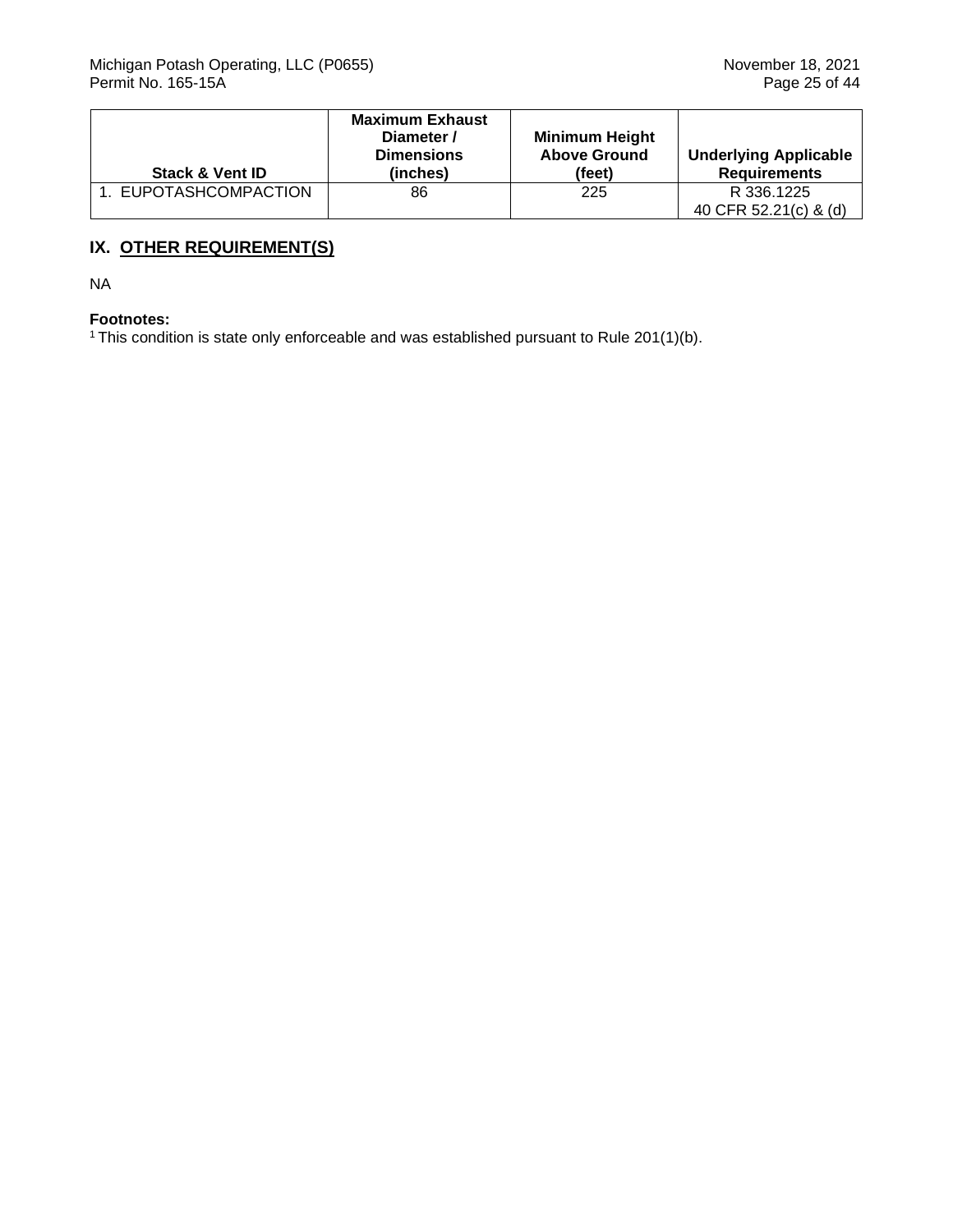| Stack & Vent ID | Maximum Exhaust Diameter / Dimensions (inches) | Minimum Height Above Ground (feet) | Underlying Applicable Requirements |
|---|---|---|---|
| 1. EUPOTASHCOMPACTION | 86 | 225 | R 336.1225<br>40 CFR 52.21(c) & (d) |

## IX. OTHER REQUIREMENT(S)

NA

**Footnotes:**
[1] This condition is state only enforceable and was established pursuant to Rule 201(1)(b).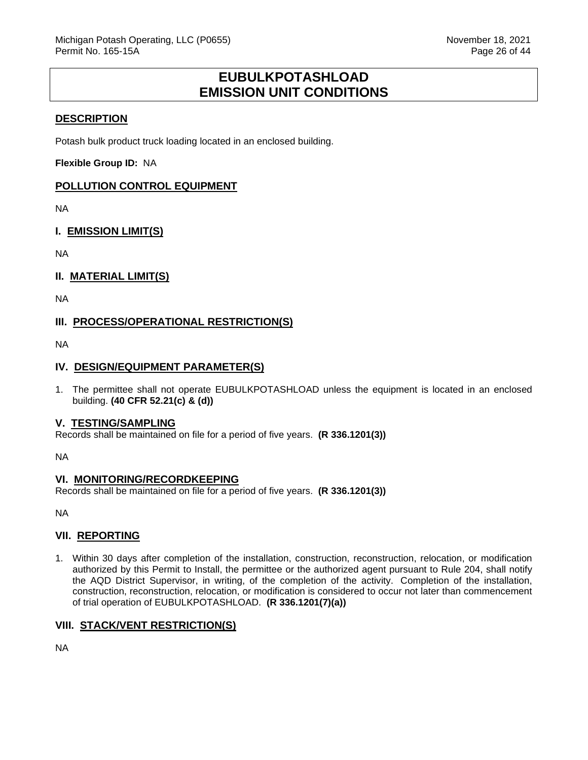# EUBULKPOTASHLOAD EMISSION UNIT CONDITIONS

## DESCRIPTION

Potash bulk product truck loading located in an enclosed building.

**Flexible Group ID:** NA

## POLLUTION CONTROL EQUIPMENT

NA

## I. EMISSION LIMIT(S)

NA

## II. MATERIAL LIMIT(S)

NA

## III. PROCESS/OPERATIONAL RESTRICTION(S)

NA

## IV. DESIGN/EQUIPMENT PARAMETER(S)

1. The permittee shall not operate EUBULKPOTASHLOAD unless the equipment is located in an enclosed building. **(40 CFR 52.21(c) & (d))**

## V. TESTING/SAMPLING

Records shall be maintained on file for a period of five years. **(R 336.1201(3))**

NA

## VI. MONITORING/RECORDKEEPING

Records shall be maintained on file for a period of five years. **(R 336.1201(3))**

NA

## VII. REPORTING

1. Within 30 days after completion of the installation, construction, reconstruction, relocation, or modification authorized by this Permit to Install, the permittee or the authorized agent pursuant to Rule 204, shall notify the AQD District Supervisor, in writing, of the completion of the activity. Completion of the installation, construction, reconstruction, relocation, or modification is considered to occur not later than commencement of trial operation of EUBULKPOTASHLOAD. **(R 336.1201(7)(a))**

## VIII. STACK/VENT RESTRICTION(S)

NA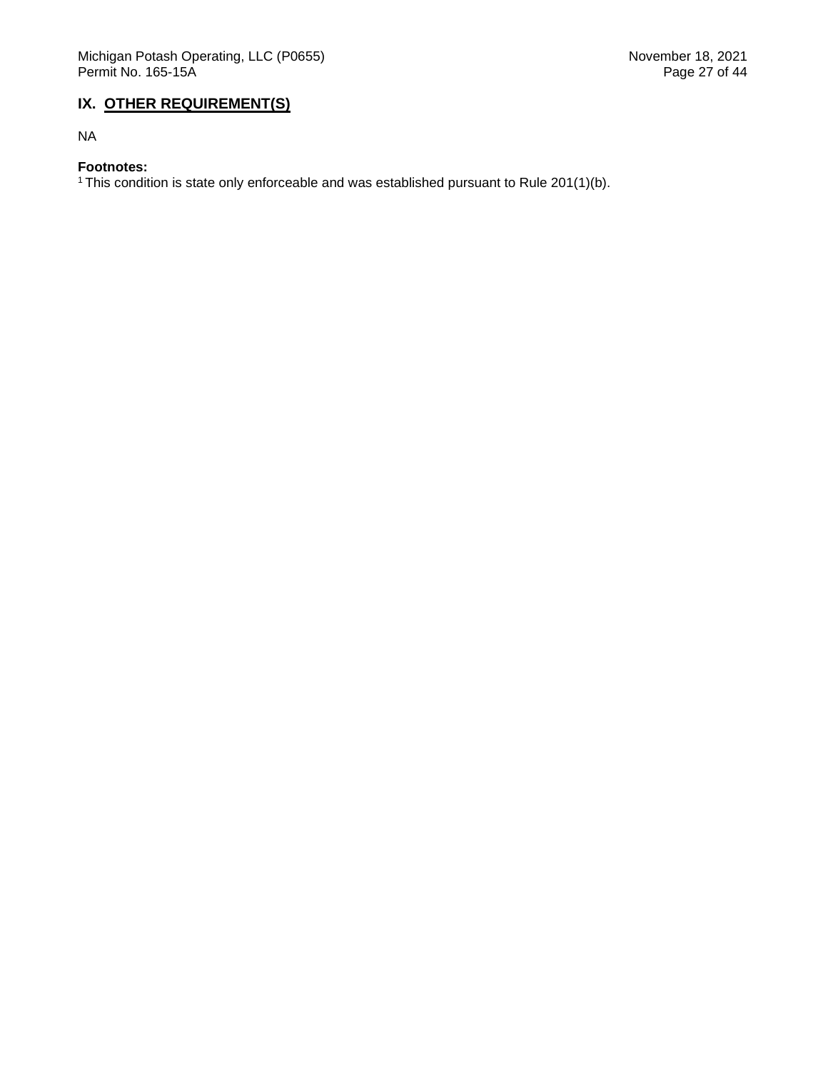## IX. OTHER REQUIREMENT(S)

NA

**Footnotes:**

[1] This condition is state only enforceable and was established pursuant to Rule 201(1)(b).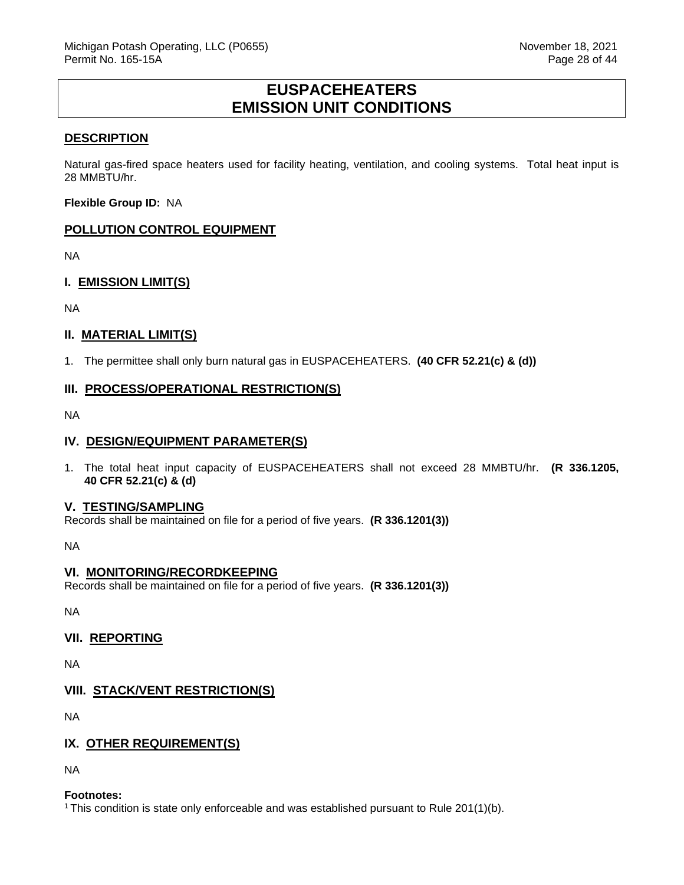# EUSPACEHEATERS
# EMISSION UNIT CONDITIONS

## DESCRIPTION

Natural gas-fired space heaters used for facility heating, ventilation, and cooling systems. Total heat input is 28 MMBTU/hr.

**Flexible Group ID:** NA

## POLLUTION CONTROL EQUIPMENT

NA

## I. EMISSION LIMIT(S)

NA

## II. MATERIAL LIMIT(S)

1. The permittee shall only burn natural gas in EUSPACEHEATERS. **(40 CFR 52.21(c) & (d))**

## III. PROCESS/OPERATIONAL RESTRICTION(S)

NA

## IV. DESIGN/EQUIPMENT PARAMETER(S)

1. The total heat input capacity of EUSPACEHEATERS shall not exceed 28 MMBTU/hr. **(R 336.1205, 40 CFR 52.21(c) & (d)**

## V. TESTING/SAMPLING

Records shall be maintained on file for a period of five years. **(R 336.1201(3))**

NA

## VI. MONITORING/RECORDKEEPING

Records shall be maintained on file for a period of five years. **(R 336.1201(3))**

NA

## VII. REPORTING

NA

## VIII. STACK/VENT RESTRICTION(S)

NA

## IX. OTHER REQUIREMENT(S)

NA

**Footnotes:**

[1] This condition is state only enforceable and was established pursuant to Rule 201(1)(b).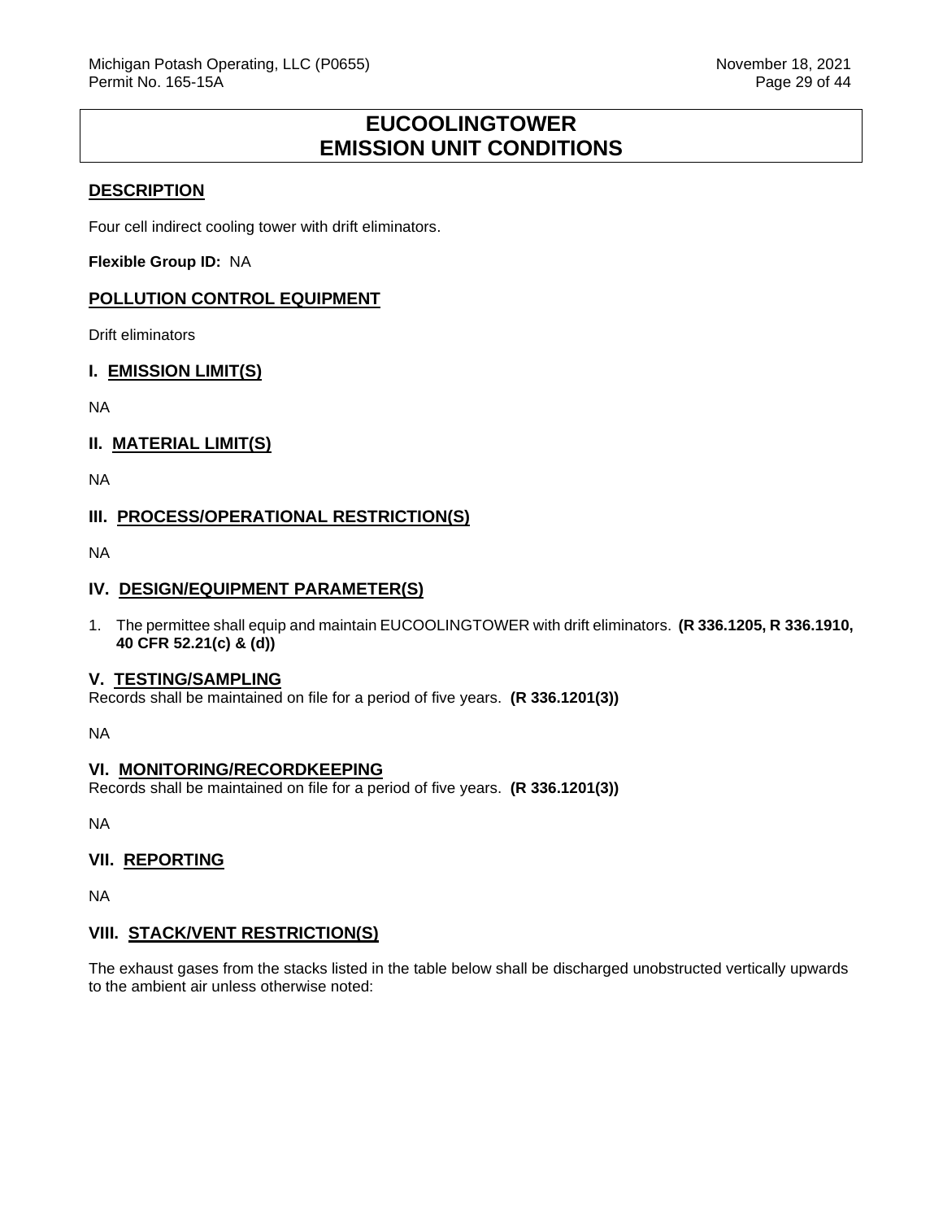# EUCOOLINGTOWER
# EMISSION UNIT CONDITIONS

## DESCRIPTION

Four cell indirect cooling tower with drift eliminators.

**Flexible Group ID:** NA

## POLLUTION CONTROL EQUIPMENT

Drift eliminators

## I. EMISSION LIMIT(S)

NA

## II. MATERIAL LIMIT(S)

NA

## III. PROCESS/OPERATIONAL RESTRICTION(S)

NA

## IV. DESIGN/EQUIPMENT PARAMETER(S)

1. The permittee shall equip and maintain EUCOOLINGTOWER with drift eliminators. **(R 336.1205, R 336.1910, 40 CFR 52.21(c) & (d))**

## V. TESTING/SAMPLING

Records shall be maintained on file for a period of five years. **(R 336.1201(3))**

NA

## VI. MONITORING/RECORDKEEPING

Records shall be maintained on file for a period of five years. **(R 336.1201(3))**

NA

## VII. REPORTING

NA

## VIII. STACK/VENT RESTRICTION(S)

The exhaust gases from the stacks listed in the table below shall be discharged unobstructed vertically upwards to the ambient air unless otherwise noted: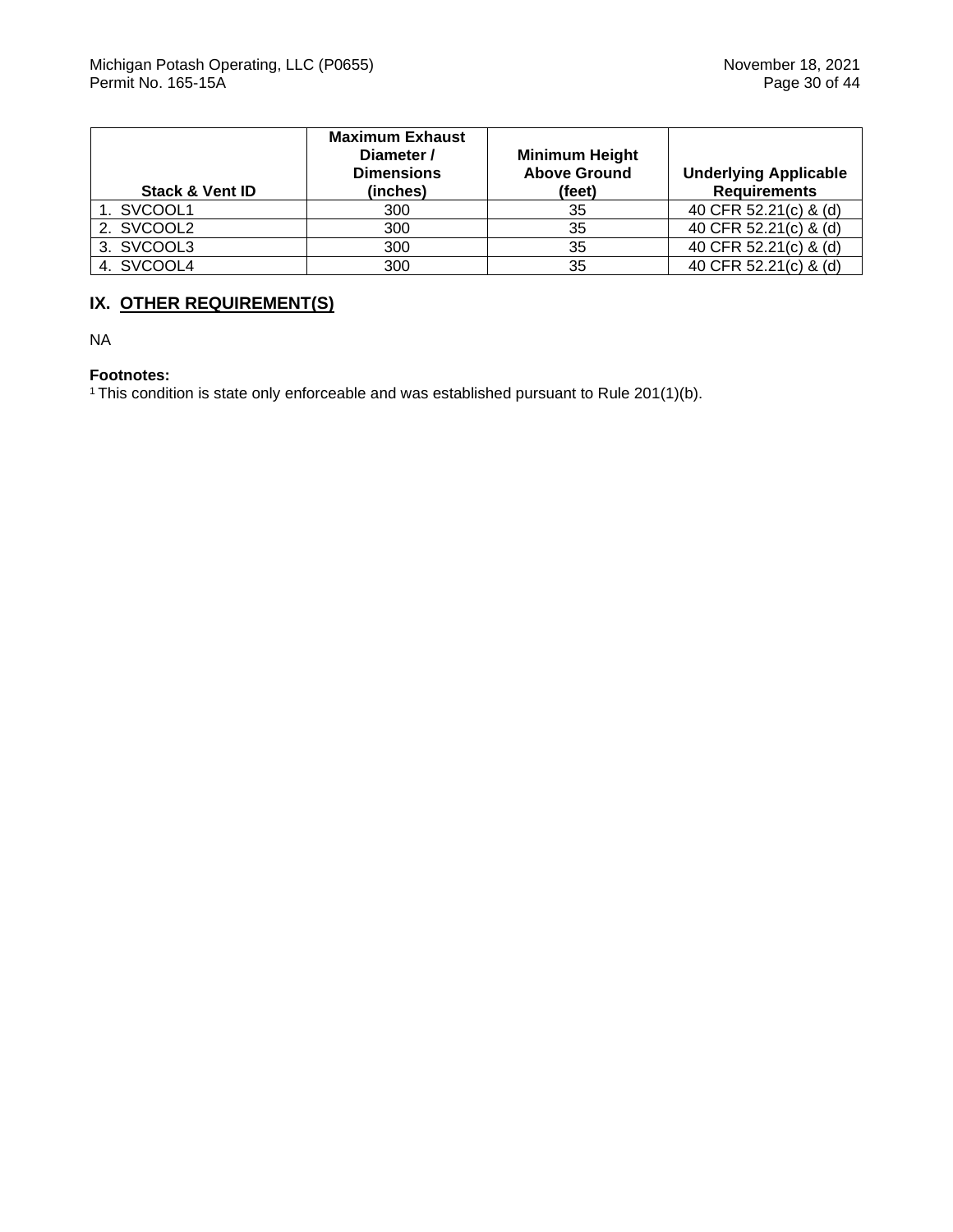| Stack & Vent ID | Maximum Exhaust Diameter / Dimensions (inches) | Minimum Height Above Ground (feet) | Underlying Applicable Requirements |
|---|---|---|---|
| 1. SVCOOL1 | 300 | 35 | 40 CFR 52.21(c) & (d) |
| 2. SVCOOL2 | 300 | 35 | 40 CFR 52.21(c) & (d) |
| 3. SVCOOL3 | 300 | 35 | 40 CFR 52.21(c) & (d) |
| 4. SVCOOL4 | 300 | 35 | 40 CFR 52.21(c) & (d) |

## IX. OTHER REQUIREMENT(S)

NA

**Footnotes:**

[1] This condition is state only enforceable and was established pursuant to Rule 201(1)(b).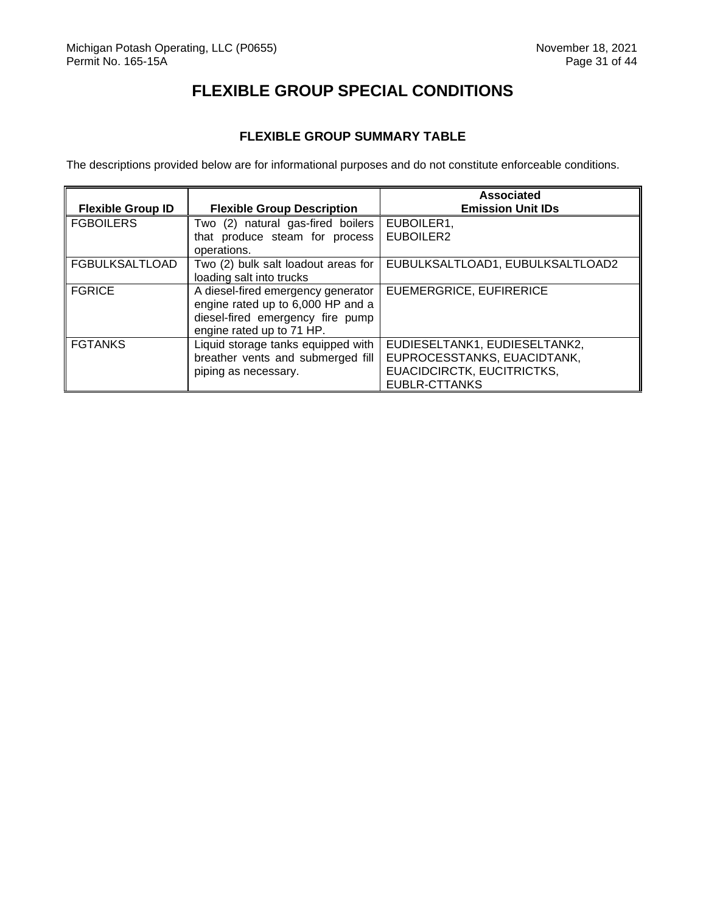# FLEXIBLE GROUP SPECIAL CONDITIONS

## FLEXIBLE GROUP SUMMARY TABLE

The descriptions provided below are for informational purposes and do not constitute enforceable conditions.

| Flexible Group ID | Flexible Group Description | Associated Emission Unit IDs |
|---|---|---|
| FGBOILERS | Two (2) natural gas-fired boilers that produce steam for process operations. | EUBOILER1, EUBOILER2 |
| FGBULKSALTLOAD | Two (2) bulk salt loadout areas for loading salt into trucks | EUBULKSALTLOAD1, EUBULKSALTLOAD2 |
| FGRICE | A diesel-fired emergency generator engine rated up to 6,000 HP and a diesel-fired emergency fire pump engine rated up to 71 HP. | EUEMERGRICE, EUFIRERICE |
| FGTANKS | Liquid storage tanks equipped with breather vents and submerged fill piping as necessary. | EUDIESELTANK1, EUDIESELTANK2, EUPROCESSTANKS, EUACIDTANK, EUACIDCIRCTK, EUCITRICTKS, EUBLR-CTTANKS |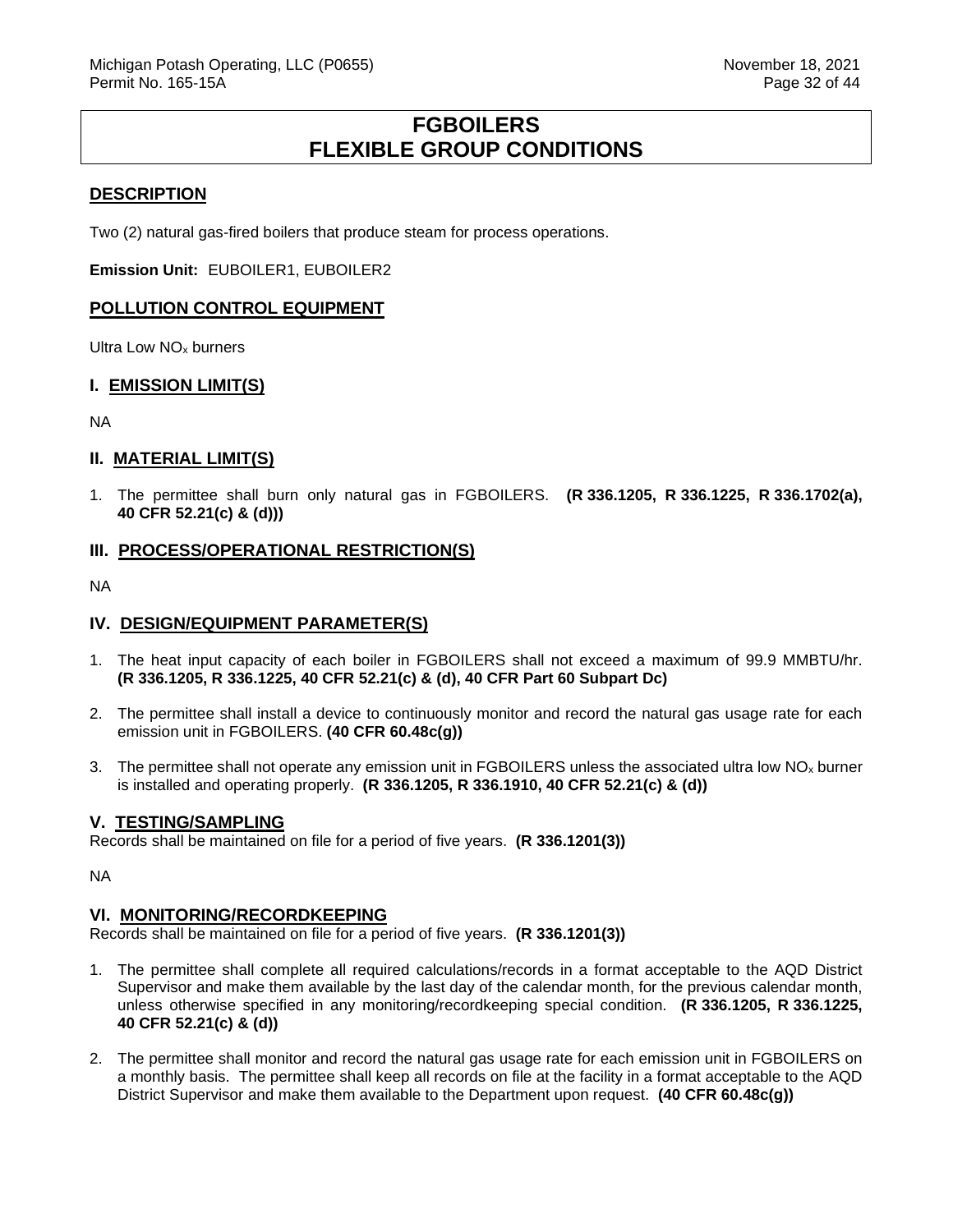# FGBOILERS
# FLEXIBLE GROUP CONDITIONS

## DESCRIPTION

Two (2) natural gas-fired boilers that produce steam for process operations.

**Emission Unit:** EUBOILER1, EUBOILER2

## POLLUTION CONTROL EQUIPMENT

Ultra Low $NO_x$ burners

## I. EMISSION LIMIT(S)

NA

## II. MATERIAL LIMIT(S)

1. The permittee shall burn only natural gas in FGBOILERS. **(R 336.1205, R 336.1225, R 336.1702(a), 40 CFR 52.21(c) & (d)))**

## III. PROCESS/OPERATIONAL RESTRICTION(S)

NA

## IV. DESIGN/EQUIPMENT PARAMETER(S)

1. The heat input capacity of each boiler in FGBOILERS shall not exceed a maximum of 99.9 MMBTU/hr. **(R 336.1205, R 336.1225, 40 CFR 52.21(c) & (d), 40 CFR Part 60 Subpart Dc)**

2. The permittee shall install a device to continuously monitor and record the natural gas usage rate for each emission unit in FGBOILERS. **(40 CFR 60.48c(g))**

3. The permittee shall not operate any emission unit in FGBOILERS unless the associated ultra low $NO_x$ burner is installed and operating properly. **(R 336.1205, R 336.1910, 40 CFR 52.21(c) & (d))**

## V. TESTING/SAMPLING

Records shall be maintained on file for a period of five years. **(R 336.1201(3))**

NA

## VI. MONITORING/RECORDKEEPING

Records shall be maintained on file for a period of five years. **(R 336.1201(3))**

1. The permittee shall complete all required calculations/records in a format acceptable to the AQD District Supervisor and make them available by the last day of the calendar month, for the previous calendar month, unless otherwise specified in any monitoring/recordkeeping special condition. **(R 336.1205, R 336.1225, 40 CFR 52.21(c) & (d))**

2. The permittee shall monitor and record the natural gas usage rate for each emission unit in FGBOILERS on a monthly basis. The permittee shall keep all records on file at the facility in a format acceptable to the AQD District Supervisor and make them available to the Department upon request. **(40 CFR 60.48c(g))**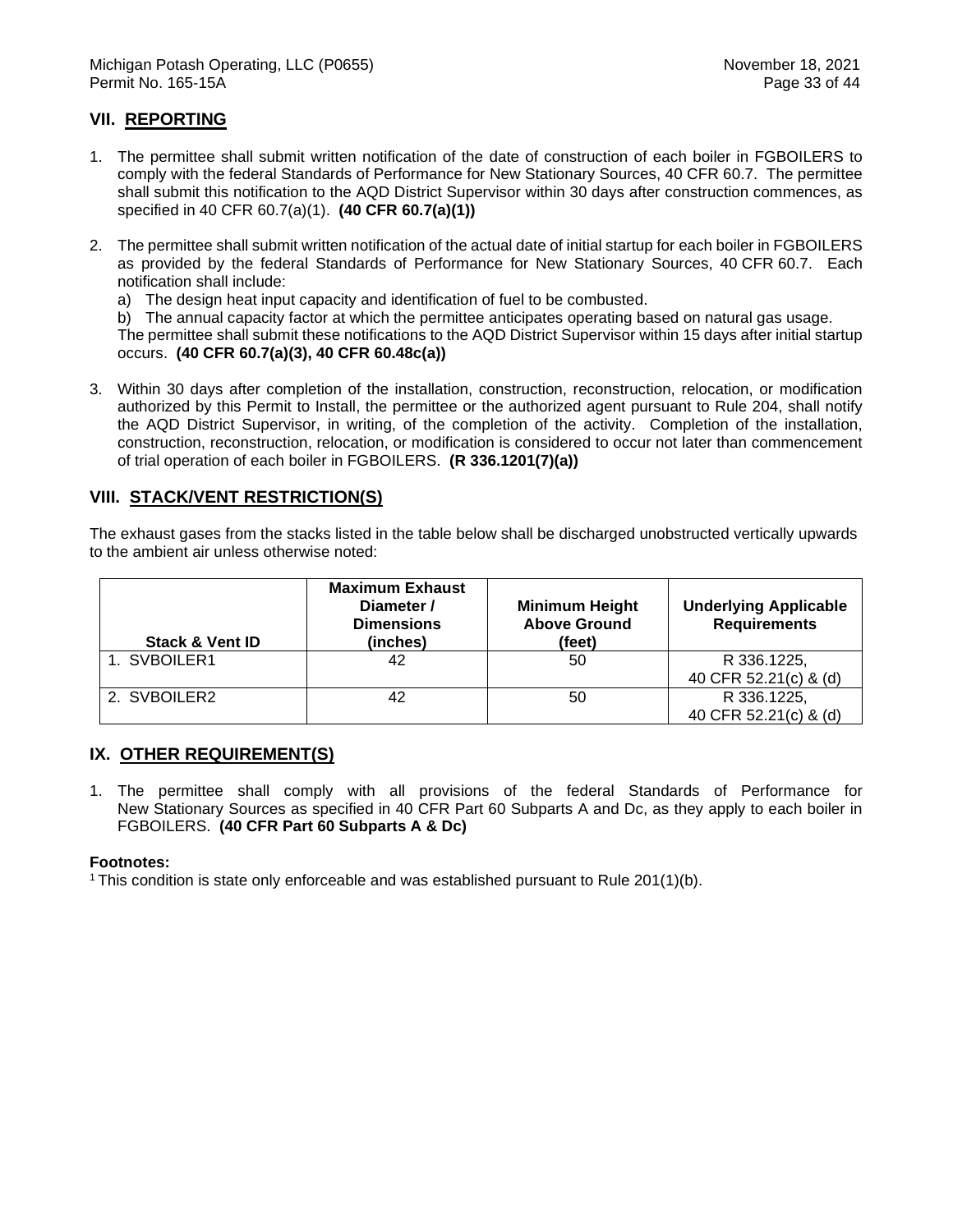## VII. REPORTING

1. The permittee shall submit written notification of the date of construction of each boiler in FGBOILERS to comply with the federal Standards of Performance for New Stationary Sources, 40 CFR 60.7. The permittee shall submit this notification to the AQD District Supervisor within 30 days after construction commences, as specified in 40 CFR 60.7(a)(1). **(40 CFR 60.7(a)(1))**

2. The permittee shall submit written notification of the actual date of initial startup for each boiler in FGBOILERS as provided by the federal Standards of Performance for New Stationary Sources, 40 CFR 60.7. Each notification shall include:
   a) The design heat input capacity and identification of fuel to be combusted.
   b) The annual capacity factor at which the permittee anticipates operating based on natural gas usage.

   The permittee shall submit these notifications to the AQD District Supervisor within 15 days after initial startup occurs. **(40 CFR 60.7(a)(3), 40 CFR 60.48c(a))**

3. Within 30 days after completion of the installation, construction, reconstruction, relocation, or modification authorized by this Permit to Install, the permittee or the authorized agent pursuant to Rule 204, shall notify the AQD District Supervisor, in writing, of the completion of the activity. Completion of the installation, construction, reconstruction, relocation, or modification is considered to occur not later than commencement of trial operation of each boiler in FGBOILERS. **(R 336.1201(7)(a))**

## VIII. STACK/VENT RESTRICTION(S)

The exhaust gases from the stacks listed in the table below shall be discharged unobstructed vertically upwards to the ambient air unless otherwise noted:

| Stack & Vent ID | Maximum Exhaust Diameter / Dimensions (inches) | Minimum Height Above Ground (feet) | Underlying Applicable Requirements |
|---|---|---|---|
| 1. SVBOILER1 | 42 | 50 | R 336.1225, 40 CFR 52.21(c) & (d) |
| 2. SVBOILER2 | 42 | 50 | R 336.1225, 40 CFR 52.21(c) & (d) |

## IX. OTHER REQUIREMENT(S)

1. The permittee shall comply with all provisions of the federal Standards of Performance for New Stationary Sources as specified in 40 CFR Part 60 Subparts A and Dc, as they apply to each boiler in FGBOILERS. **(40 CFR Part 60 Subparts A & Dc)**

**Footnotes:**

[1] This condition is state only enforceable and was established pursuant to Rule 201(1)(b).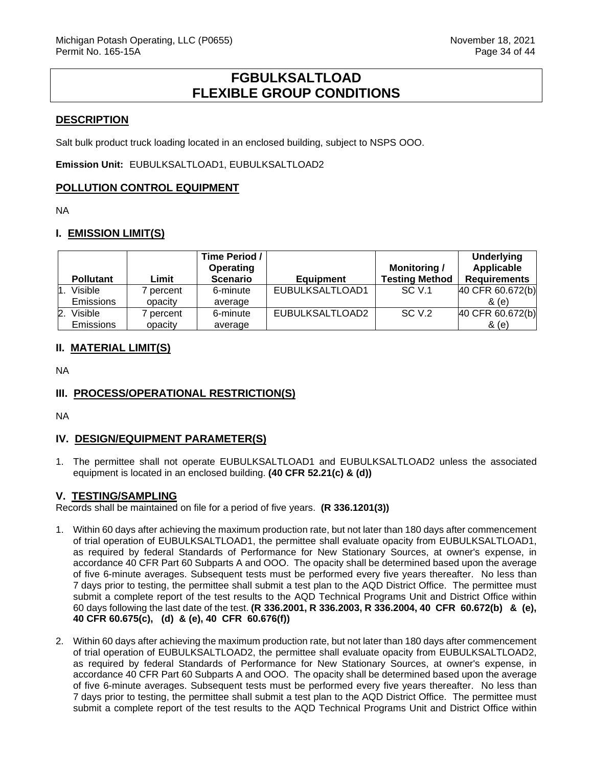# FGBULKSALTLOAD
# FLEXIBLE GROUP CONDITIONS

## DESCRIPTION

Salt bulk product truck loading located in an enclosed building, subject to NSPS OOO.

**Emission Unit:** EUBULKSALTLOAD1, EUBULKSALTLOAD2

## POLLUTION CONTROL EQUIPMENT

NA

## I. EMISSION LIMIT(S)

| Pollutant | Limit | Time Period / Operating Scenario | Equipment | Monitoring / Testing Method | Underlying Applicable Requirements |
|---|---|---|---|---|---|
| 1. Visible Emissions | 7 percent opacity | 6-minute average | EUBULKSALTLOAD1 | SC V.1 | 40 CFR 60.672(b) & (e) |
| 2. Visible Emissions | 7 percent opacity | 6-minute average | EUBULKSALTLOAD2 | SC V.2 | 40 CFR 60.672(b) & (e) |

## II. MATERIAL LIMIT(S)

NA

## III. PROCESS/OPERATIONAL RESTRICTION(S)

NA

## IV. DESIGN/EQUIPMENT PARAMETER(S)

1. The permittee shall not operate EUBULKSALTLOAD1 and EUBULKSALTLOAD2 unless the associated equipment is located in an enclosed building. **(40 CFR 52.21(c) & (d))**

## V. TESTING/SAMPLING

Records shall be maintained on file for a period of five years. **(R 336.1201(3))**

1. Within 60 days after achieving the maximum production rate, but not later than 180 days after commencement of trial operation of EUBULKSALTLOAD1, the permittee shall evaluate opacity from EUBULKSALTLOAD1, as required by federal Standards of Performance for New Stationary Sources, at owner's expense, in accordance 40 CFR Part 60 Subparts A and OOO. The opacity shall be determined based upon the average of five 6-minute averages. Subsequent tests must be performed every five years thereafter. No less than 7 days prior to testing, the permittee shall submit a test plan to the AQD District Office. The permittee must submit a complete report of the test results to the AQD Technical Programs Unit and District Office within 60 days following the last date of the test. **(R 336.2001, R 336.2003, R 336.2004, 40 CFR 60.672(b) & (e), 40 CFR 60.675(c), (d) & (e), 40 CFR 60.676(f))**

2. Within 60 days after achieving the maximum production rate, but not later than 180 days after commencement of trial operation of EUBULKSALTLOAD2, the permittee shall evaluate opacity from EUBULKSALTLOAD2, as required by federal Standards of Performance for New Stationary Sources, at owner's expense, in accordance 40 CFR Part 60 Subparts A and OOO. The opacity shall be determined based upon the average of five 6-minute averages. Subsequent tests must be performed every five years thereafter. No less than 7 days prior to testing, the permittee shall submit a test plan to the AQD District Office. The permittee must submit a complete report of the test results to the AQD Technical Programs Unit and District Office within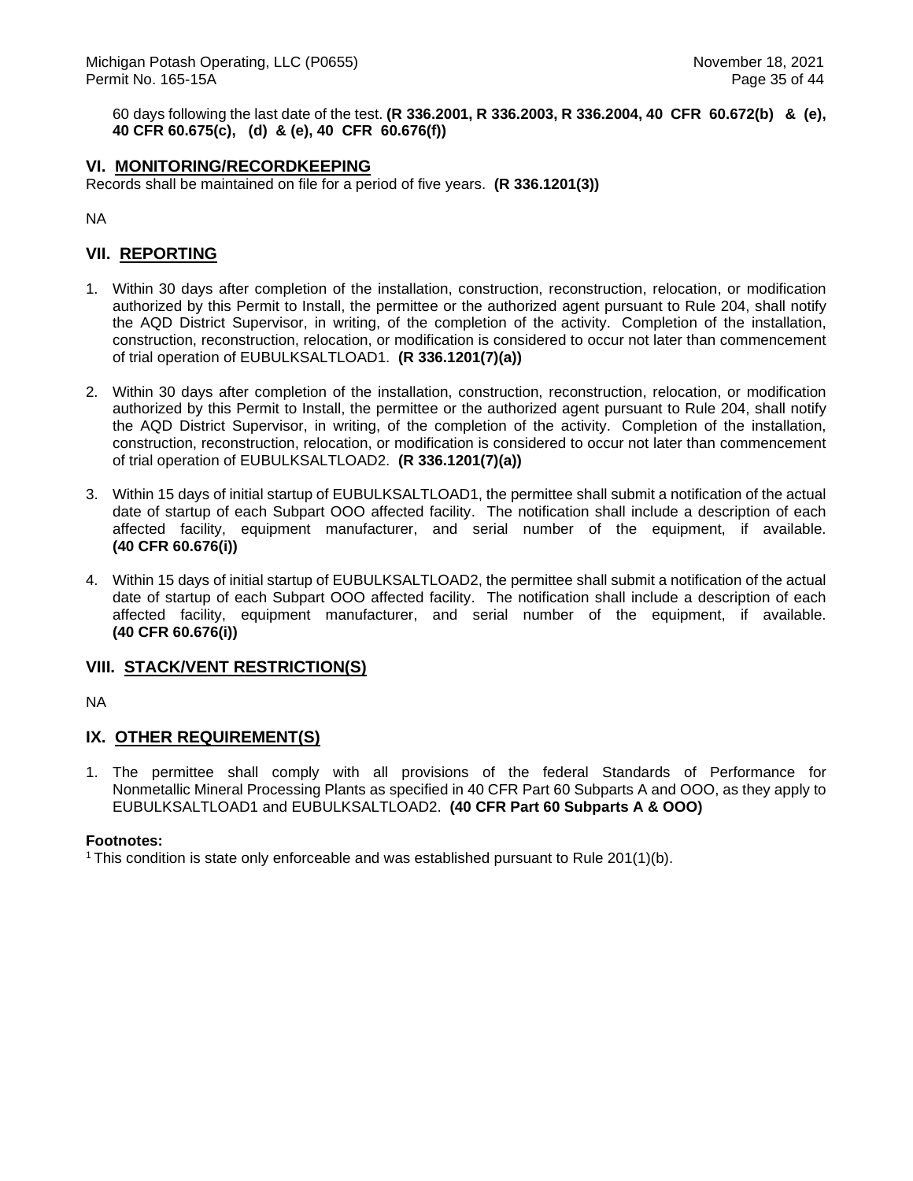60 days following the last date of the test. **(R 336.2001, R 336.2003, R 336.2004, 40 CFR 60.672(b) & (e), 40 CFR 60.675(c), (d) & (e), 40 CFR 60.676(f))**

## VI. MONITORING/RECORDKEEPING

Records shall be maintained on file for a period of five years. **(R 336.1201(3))**

NA

## VII. REPORTING

1. Within 30 days after completion of the installation, construction, reconstruction, relocation, or modification authorized by this Permit to Install, the permittee or the authorized agent pursuant to Rule 204, shall notify the AQD District Supervisor, in writing, of the completion of the activity. Completion of the installation, construction, reconstruction, relocation, or modification is considered to occur not later than commencement of trial operation of EUBULKSALTLOAD1. **(R 336.1201(7)(a))**

2. Within 30 days after completion of the installation, construction, reconstruction, relocation, or modification authorized by this Permit to Install, the permittee or the authorized agent pursuant to Rule 204, shall notify the AQD District Supervisor, in writing, of the completion of the activity. Completion of the installation, construction, reconstruction, relocation, or modification is considered to occur not later than commencement of trial operation of EUBULKSALTLOAD2. **(R 336.1201(7)(a))**

3. Within 15 days of initial startup of EUBULKSALTLOAD1, the permittee shall submit a notification of the actual date of startup of each Subpart OOO affected facility. The notification shall include a description of each affected facility, equipment manufacturer, and serial number of the equipment, if available. **(40 CFR 60.676(i))**

4. Within 15 days of initial startup of EUBULKSALTLOAD2, the permittee shall submit a notification of the actual date of startup of each Subpart OOO affected facility. The notification shall include a description of each affected facility, equipment manufacturer, and serial number of the equipment, if available. **(40 CFR 60.676(i))**

## VIII. STACK/VENT RESTRICTION(S)

NA

## IX. OTHER REQUIREMENT(S)

1. The permittee shall comply with all provisions of the federal Standards of Performance for Nonmetallic Mineral Processing Plants as specified in 40 CFR Part 60 Subparts A and OOO, as they apply to EUBULKSALTLOAD1 and EUBULKSALTLOAD2. **(40 CFR Part 60 Subparts A & OOO)**

**Footnotes:**

[1] This condition is state only enforceable and was established pursuant to Rule 201(1)(b).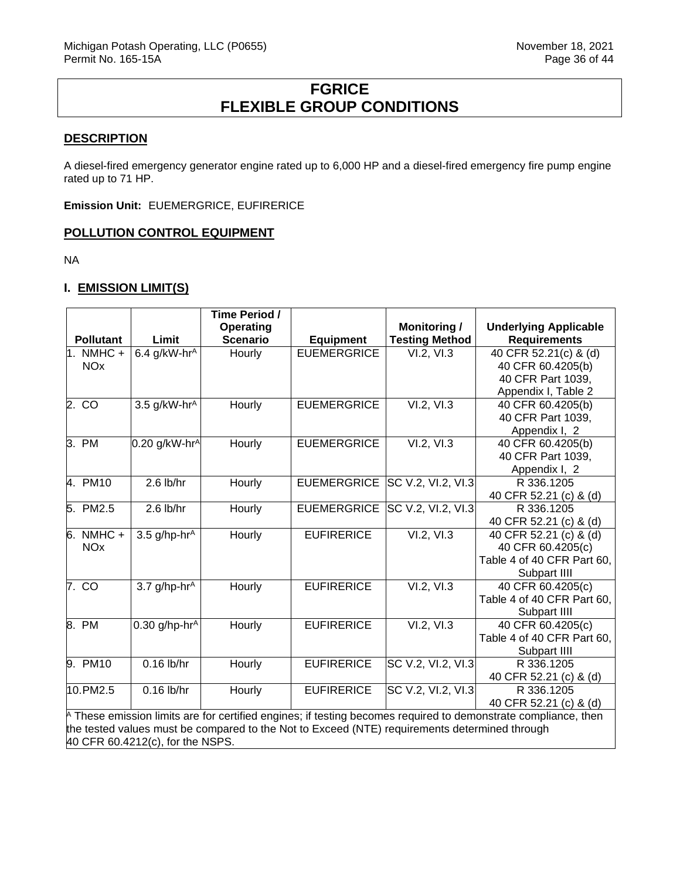# FGRICE
# FLEXIBLE GROUP CONDITIONS

## DESCRIPTION

A diesel-fired emergency generator engine rated up to 6,000 HP and a diesel-fired emergency fire pump engine rated up to 71 HP.

**Emission Unit:** EUEMERGRICE, EUFIRERICE

## POLLUTION CONTROL EQUIPMENT

NA

## I. EMISSION LIMIT(S)

| Pollutant | Limit | Time Period / Operating Scenario | Equipment | Monitoring / Testing Method | Underlying Applicable Requirements |
|---|---|---|---|---|---|
| 1. NMHC + NOx | 6.4 g/kW-hr[A] | Hourly | EUEMERGRICE | VI.2, VI.3 | 40 CFR 52.21(c) & (d) 40 CFR 60.4205(b) 40 CFR Part 1039, Appendix I, Table 2 |
| 2. CO | 3.5 g/kW-hr[A] | Hourly | EUEMERGRICE | VI.2, VI.3 | 40 CFR 60.4205(b) 40 CFR Part 1039, Appendix I, 2 |
| 3. PM | 0.20 g/kW-hr[A] | Hourly | EUEMERGRICE | VI.2, VI.3 | 40 CFR 60.4205(b) 40 CFR Part 1039, Appendix I, 2 |
| 4. PM10 | 2.6 lb/hr | Hourly | EUEMERGRICE | SC V.2, VI.2, VI.3 | R 336.1205 40 CFR 52.21 (c) & (d) |
| 5. PM2.5 | 2.6 lb/hr | Hourly | EUEMERGRICE | SC V.2, VI.2, VI.3 | R 336.1205 40 CFR 52.21 (c) & (d) |
| 6. NMHC + NOx | 3.5 g/hp-hr[A] | Hourly | EUFIRERICE | VI.2, VI.3 | 40 CFR 52.21 (c) & (d) 40 CFR 60.4205(c) Table 4 of 40 CFR Part 60, Subpart IIII |
| 7. CO | 3.7 g/hp-hr[A] | Hourly | EUFIRERICE | VI.2, VI.3 | 40 CFR 60.4205(c) Table 4 of 40 CFR Part 60, Subpart IIII |
| 8. PM | 0.30 g/hp-hr[A] | Hourly | EUFIRERICE | VI.2, VI.3 | 40 CFR 60.4205(c) Table 4 of 40 CFR Part 60, Subpart IIII |
| 9. PM10 | 0.16 lb/hr | Hourly | EUFIRERICE | SC V.2, VI.2, VI.3 | R 336.1205 40 CFR 52.21 (c) & (d) |
| 10. PM2.5 | 0.16 lb/hr | Hourly | EUFIRERICE | SC V.2, VI.2, VI.3 | R 336.1205 40 CFR 52.21 (c) & (d) |

[A] These emission limits are for certified engines; if testing becomes required to demonstrate compliance, then the tested values must be compared to the Not to Exceed (NTE) requirements determined through 40 CFR 60.4212(c), for the NSPS.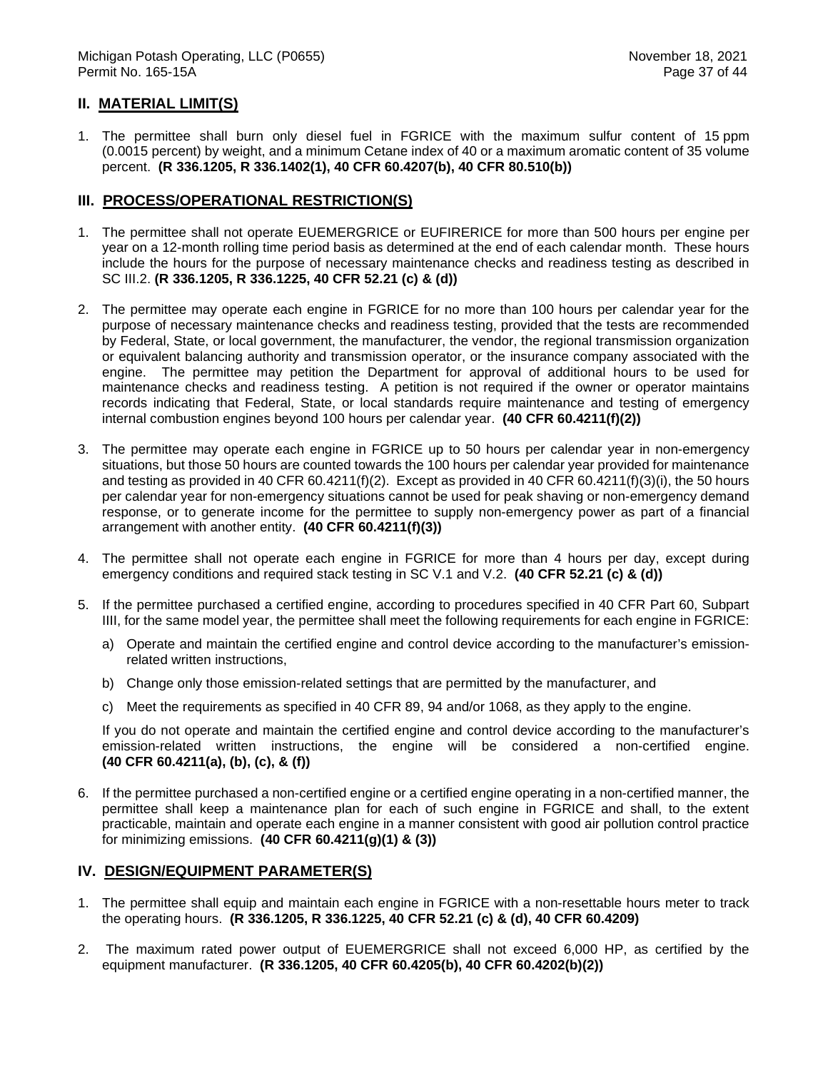## II. MATERIAL LIMIT(S)

1. The permittee shall burn only diesel fuel in FGRICE with the maximum sulfur content of 15 ppm (0.0015 percent) by weight, and a minimum Cetane index of 40 or a maximum aromatic content of 35 volume percent. **(R 336.1205, R 336.1402(1), 40 CFR 60.4207(b), 40 CFR 80.510(b))**

## III. PROCESS/OPERATIONAL RESTRICTION(S)

1. The permittee shall not operate EUEMERGRICE or EUFIRERICE for more than 500 hours per engine per year on a 12-month rolling time period basis as determined at the end of each calendar month. These hours include the hours for the purpose of necessary maintenance checks and readiness testing as described in SC III.2. **(R 336.1205, R 336.1225, 40 CFR 52.21 (c) & (d))**

2. The permittee may operate each engine in FGRICE for no more than 100 hours per calendar year for the purpose of necessary maintenance checks and readiness testing, provided that the tests are recommended by Federal, State, or local government, the manufacturer, the vendor, the regional transmission organization or equivalent balancing authority and transmission operator, or the insurance company associated with the engine. The permittee may petition the Department for approval of additional hours to be used for maintenance checks and readiness testing. A petition is not required if the owner or operator maintains records indicating that Federal, State, or local standards require maintenance and testing of emergency internal combustion engines beyond 100 hours per calendar year. **(40 CFR 60.4211(f)(2))**

3. The permittee may operate each engine in FGRICE up to 50 hours per calendar year in non-emergency situations, but those 50 hours are counted towards the 100 hours per calendar year provided for maintenance and testing as provided in 40 CFR 60.4211(f)(2). Except as provided in 40 CFR 60.4211(f)(3)(i), the 50 hours per calendar year for non-emergency situations cannot be used for peak shaving or non-emergency demand response, or to generate income for the permittee to supply non-emergency power as part of a financial arrangement with another entity. **(40 CFR 60.4211(f)(3))**

4. The permittee shall not operate each engine in FGRICE for more than 4 hours per day, except during emergency conditions and required stack testing in SC V.1 and V.2. **(40 CFR 52.21 (c) & (d))**

5. If the permittee purchased a certified engine, according to procedures specified in 40 CFR Part 60, Subpart IIII, for the same model year, the permittee shall meet the following requirements for each engine in FGRICE:

   a) Operate and maintain the certified engine and control device according to the manufacturer's emission-related written instructions,

   b) Change only those emission-related settings that are permitted by the manufacturer, and

   c) Meet the requirements as specified in 40 CFR 89, 94 and/or 1068, as they apply to the engine.

   If you do not operate and maintain the certified engine and control device according to the manufacturer's emission-related written instructions, the engine will be considered a non-certified engine. **(40 CFR 60.4211(a), (b), (c), & (f))**

6. If the permittee purchased a non-certified engine or a certified engine operating in a non-certified manner, the permittee shall keep a maintenance plan for each of such engine in FGRICE and shall, to the extent practicable, maintain and operate each engine in a manner consistent with good air pollution control practice for minimizing emissions. **(40 CFR 60.4211(g)(1) & (3))**

## IV. DESIGN/EQUIPMENT PARAMETER(S)

1. The permittee shall equip and maintain each engine in FGRICE with a non-resettable hours meter to track the operating hours. **(R 336.1205, R 336.1225, 40 CFR 52.21 (c) & (d), 40 CFR 60.4209)**

2. The maximum rated power output of EUEMERGRICE shall not exceed 6,000 HP, as certified by the equipment manufacturer. **(R 336.1205, 40 CFR 60.4205(b), 40 CFR 60.4202(b)(2))**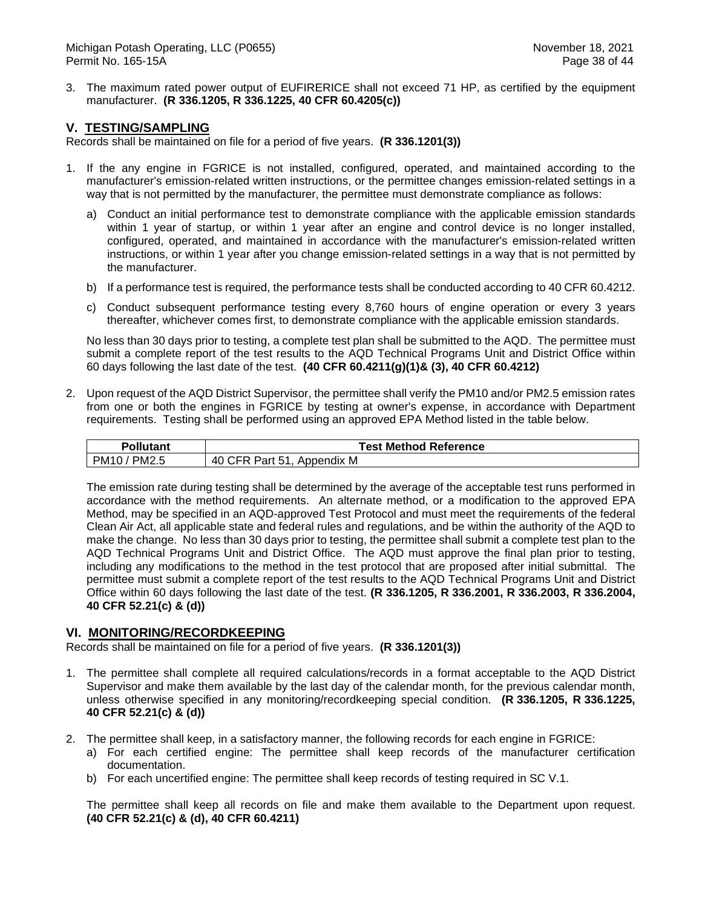3. The maximum rated power output of EUFIRERICE shall not exceed 71 HP, as certified by the equipment manufacturer. **(R 336.1205, R 336.1225, 40 CFR 60.4205(c))**

## V. <u>TESTING/SAMPLING</u>

Records shall be maintained on file for a period of five years. **(R 336.1201(3))**

1. If the any engine in FGRICE is not installed, configured, operated, and maintained according to the manufacturer's emission-related written instructions, or the permittee changes emission-related settings in a way that is not permitted by the manufacturer, the permittee must demonstrate compliance as follows:

   a) Conduct an initial performance test to demonstrate compliance with the applicable emission standards within 1 year of startup, or within 1 year after an engine and control device is no longer installed, configured, operated, and maintained in accordance with the manufacturer's emission-related written instructions, or within 1 year after you change emission-related settings in a way that is not permitted by the manufacturer.

   b) If a performance test is required, the performance tests shall be conducted according to 40 CFR 60.4212.

   c) Conduct subsequent performance testing every 8,760 hours of engine operation or every 3 years thereafter, whichever comes first, to demonstrate compliance with the applicable emission standards.

   No less than 30 days prior to testing, a complete test plan shall be submitted to the AQD. The permittee must submit a complete report of the test results to the AQD Technical Programs Unit and District Office within 60 days following the last date of the test. **(40 CFR 60.4211(g)(1)& (3), 40 CFR 60.4212)**

2. Upon request of the AQD District Supervisor, the permittee shall verify the PM10 and/or PM2.5 emission rates from one or both the engines in FGRICE by testing at owner's expense, in accordance with Department requirements. Testing shall be performed using an approved EPA Method listed in the table below.

   | Pollutant | Test Method Reference |
   |---|---|
   | PM10 / PM2.5 | 40 CFR Part 51, Appendix M |

   The emission rate during testing shall be determined by the average of the acceptable test runs performed in accordance with the method requirements. An alternate method, or a modification to the approved EPA Method, may be specified in an AQD-approved Test Protocol and must meet the requirements of the federal Clean Air Act, all applicable state and federal rules and regulations, and be within the authority of the AQD to make the change. No less than 30 days prior to testing, the permittee shall submit a complete test plan to the AQD Technical Programs Unit and District Office. The AQD must approve the final plan prior to testing, including any modifications to the method in the test protocol that are proposed after initial submittal. The permittee must submit a complete report of the test results to the AQD Technical Programs Unit and District Office within 60 days following the last date of the test. **(R 336.1205, R 336.2001, R 336.2003, R 336.2004, 40 CFR 52.21(c) & (d))**

## VI. <u>MONITORING/RECORDKEEPING</u>

Records shall be maintained on file for a period of five years. **(R 336.1201(3))**

1. The permittee shall complete all required calculations/records in a format acceptable to the AQD District Supervisor and make them available by the last day of the calendar month, for the previous calendar month, unless otherwise specified in any monitoring/recordkeeping special condition. **(R 336.1205, R 336.1225, 40 CFR 52.21(c) & (d))**

2. The permittee shall keep, in a satisfactory manner, the following records for each engine in FGRICE:
   a) For each certified engine: The permittee shall keep records of the manufacturer certification documentation.
   b) For each uncertified engine: The permittee shall keep records of testing required in SC V.1.

   The permittee shall keep all records on file and make them available to the Department upon request. **(40 CFR 52.21(c) & (d), 40 CFR 60.4211)**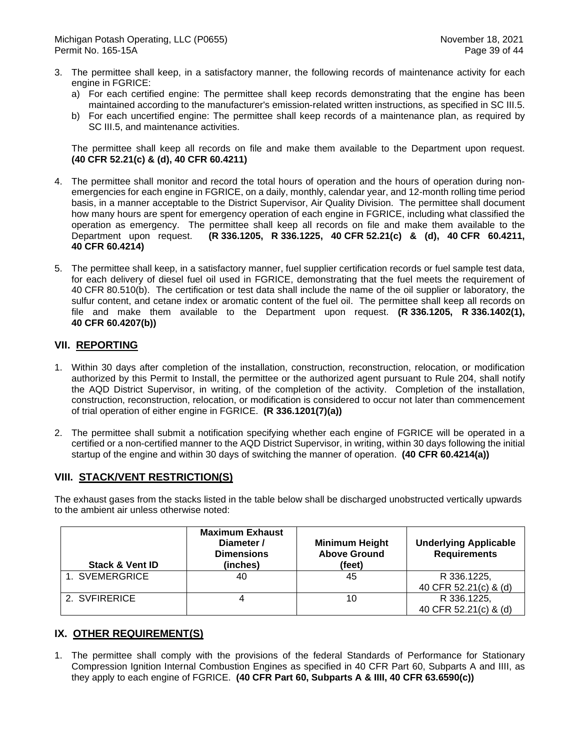3. The permittee shall keep, in a satisfactory manner, the following records of maintenance activity for each engine in FGRICE:
   a) For each certified engine: The permittee shall keep records demonstrating that the engine has been maintained according to the manufacturer's emission-related written instructions, as specified in SC III.5.
   b) For each uncertified engine: The permittee shall keep records of a maintenance plan, as required by SC III.5, and maintenance activities.

   The permittee shall keep all records on file and make them available to the Department upon request. **(40 CFR 52.21(c) & (d), 40 CFR 60.4211)**

4. The permittee shall monitor and record the total hours of operation and the hours of operation during non-emergencies for each engine in FGRICE, on a daily, monthly, calendar year, and 12-month rolling time period basis, in a manner acceptable to the District Supervisor, Air Quality Division. The permittee shall document how many hours are spent for emergency operation of each engine in FGRICE, including what classified the operation as emergency. The permittee shall keep all records on file and make them available to the Department upon request. **(R 336.1205, R 336.1225, 40 CFR 52.21(c) & (d), 40 CFR 60.4211, 40 CFR 60.4214)**

5. The permittee shall keep, in a satisfactory manner, fuel supplier certification records or fuel sample test data, for each delivery of diesel fuel oil used in FGRICE, demonstrating that the fuel meets the requirement of 40 CFR 80.510(b). The certification or test data shall include the name of the oil supplier or laboratory, the sulfur content, and cetane index or aromatic content of the fuel oil. The permittee shall keep all records on file and make them available to the Department upon request. **(R 336.1205, R 336.1402(1), 40 CFR 60.4207(b))**

## VII. REPORTING

1. Within 30 days after completion of the installation, construction, reconstruction, relocation, or modification authorized by this Permit to Install, the permittee or the authorized agent pursuant to Rule 204, shall notify the AQD District Supervisor, in writing, of the completion of the activity. Completion of the installation, construction, reconstruction, relocation, or modification is considered to occur not later than commencement of trial operation of either engine in FGRICE. **(R 336.1201(7)(a))**

2. The permittee shall submit a notification specifying whether each engine of FGRICE will be operated in a certified or a non-certified manner to the AQD District Supervisor, in writing, within 30 days following the initial startup of the engine and within 30 days of switching the manner of operation. **(40 CFR 60.4214(a))**

## VIII. STACK/VENT RESTRICTION(S)

The exhaust gases from the stacks listed in the table below shall be discharged unobstructed vertically upwards to the ambient air unless otherwise noted:

| Stack & Vent ID | Maximum Exhaust Diameter / Dimensions (inches) | Minimum Height Above Ground (feet) | Underlying Applicable Requirements |
|---|---|---|---|
| 1. SVEMERGRICE | 40 | 45 | R 336.1225, 40 CFR 52.21(c) & (d) |
| 2. SVFIRERICE | 4 | 10 | R 336.1225, 40 CFR 52.21(c) & (d) |

## IX. OTHER REQUIREMENT(S)

1. The permittee shall comply with the provisions of the federal Standards of Performance for Stationary Compression Ignition Internal Combustion Engines as specified in 40 CFR Part 60, Subparts A and IIII, as they apply to each engine of FGRICE. **(40 CFR Part 60, Subparts A & IIII, 40 CFR 63.6590(c))**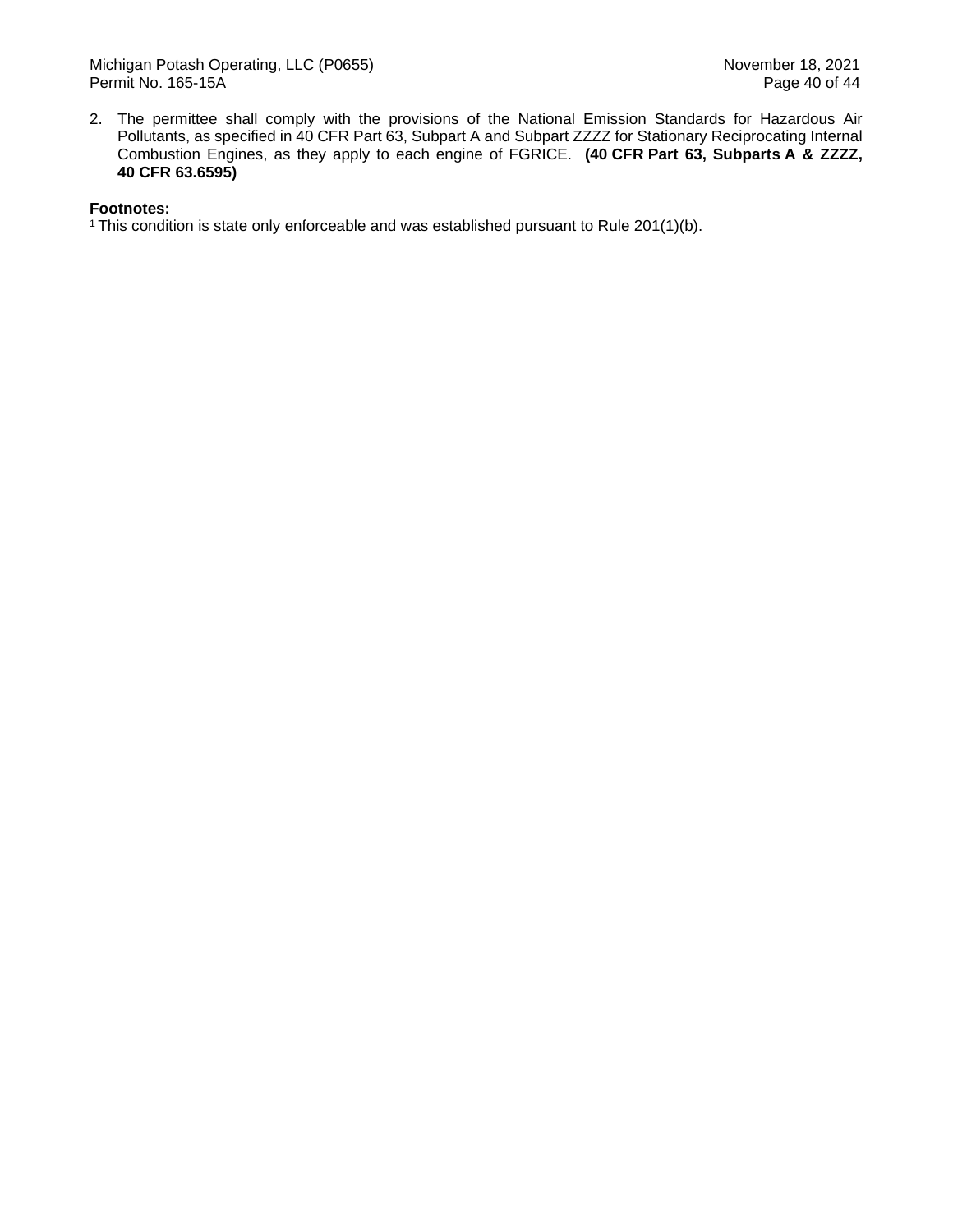2. The permittee shall comply with the provisions of the National Emission Standards for Hazardous Air Pollutants, as specified in 40 CFR Part 63, Subpart A and Subpart ZZZZ for Stationary Reciprocating Internal Combustion Engines, as they apply to each engine of FGRICE. **(40 CFR Part 63, Subparts A & ZZZZ, 40 CFR 63.6595)**

**Footnotes:**
[1] This condition is state only enforceable and was established pursuant to Rule 201(1)(b).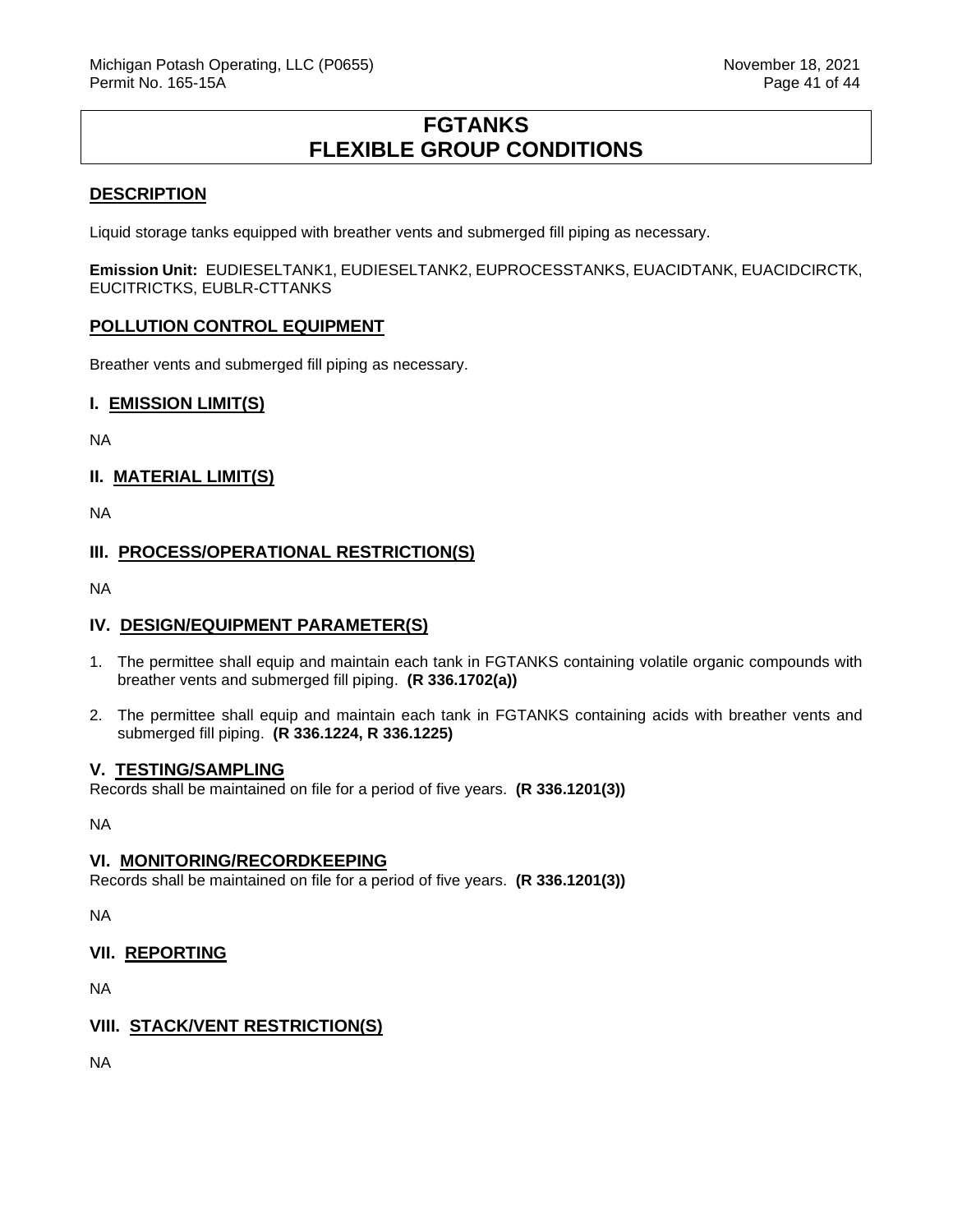# FGTANKS FLEXIBLE GROUP CONDITIONS

## DESCRIPTION

Liquid storage tanks equipped with breather vents and submerged fill piping as necessary.

**Emission Unit:** EUDIESELTANK1, EUDIESELTANK2, EUPROCESSTANKS, EUACIDTANK, EUACIDCIRCTK, EUCITRICTKS, EUBLR-CTTANKS

## POLLUTION CONTROL EQUIPMENT

Breather vents and submerged fill piping as necessary.

## I. EMISSION LIMIT(S)

NA

## II. MATERIAL LIMIT(S)

NA

## III. PROCESS/OPERATIONAL RESTRICTION(S)

NA

## IV. DESIGN/EQUIPMENT PARAMETER(S)

1. The permittee shall equip and maintain each tank in FGTANKS containing volatile organic compounds with breather vents and submerged fill piping. **(R 336.1702(a))**

2. The permittee shall equip and maintain each tank in FGTANKS containing acids with breather vents and submerged fill piping. **(R 336.1224, R 336.1225)**

## V. TESTING/SAMPLING

Records shall be maintained on file for a period of five years. **(R 336.1201(3))**

NA

## VI. MONITORING/RECORDKEEPING

Records shall be maintained on file for a period of five years. **(R 336.1201(3))**

NA

## VII. REPORTING

NA

## VIII. STACK/VENT RESTRICTION(S)

NA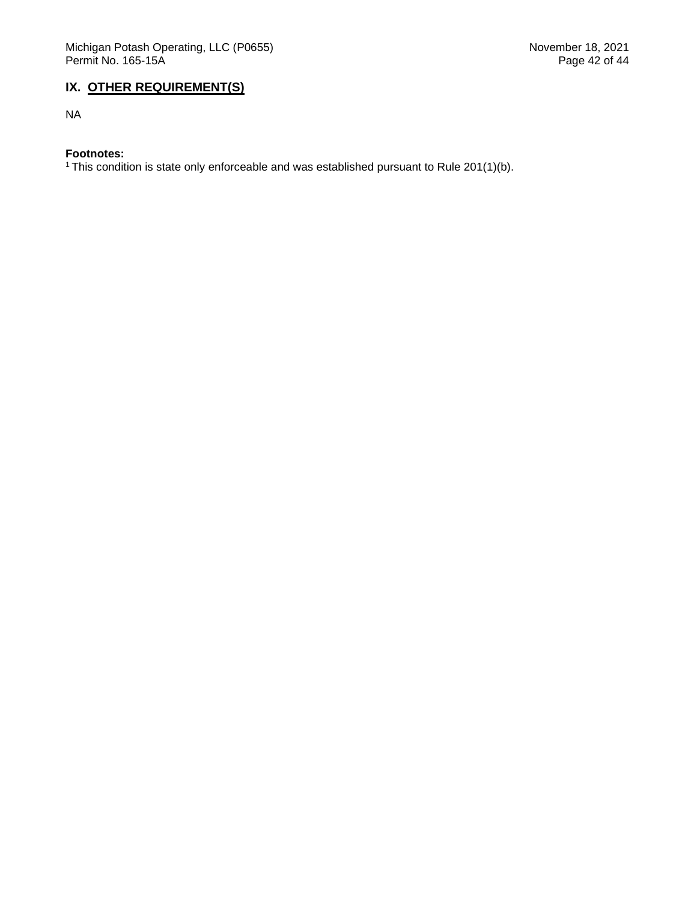## IX. OTHER REQUIREMENT(S)

NA

**Footnotes:**
[1] This condition is state only enforceable and was established pursuant to Rule 201(1)(b).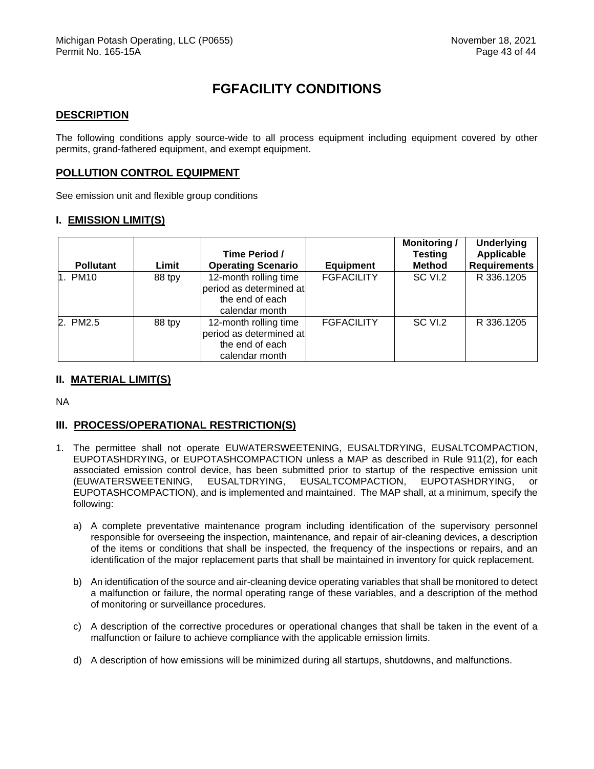# FGFACILITY CONDITIONS

## DESCRIPTION

The following conditions apply source-wide to all process equipment including equipment covered by other permits, grand-fathered equipment, and exempt equipment.

## POLLUTION CONTROL EQUIPMENT

See emission unit and flexible group conditions

## I. EMISSION LIMIT(S)

| Pollutant | Limit | Time Period / Operating Scenario | Equipment | Monitoring / Testing Method | Underlying Applicable Requirements |
|---|---|---|---|---|---|
| 1. PM10 | 88 tpy | 12-month rolling time period as determined at the end of each calendar month | FGFACILITY | SC VI.2 | R 336.1205 |
| 2. PM2.5 | 88 tpy | 12-month rolling time period as determined at the end of each calendar month | FGFACILITY | SC VI.2 | R 336.1205 |

## II. MATERIAL LIMIT(S)

NA

## III. PROCESS/OPERATIONAL RESTRICTION(S)

1. The permittee shall not operate EUWATERSWEETENING, EUSALTDRYING, EUSALTCOMPACTION, EUPOTASHDRYING, or EUPOTASHCOMPACTION unless a MAP as described in Rule 911(2), for each associated emission control device, has been submitted prior to startup of the respective emission unit (EUWATERSWEETENING, EUSALTDRYING, EUSALTCOMPACTION, EUPOTASHDRYING, or EUPOTASHCOMPACTION), and is implemented and maintained. The MAP shall, at a minimum, specify the following:

   a) A complete preventative maintenance program including identification of the supervisory personnel responsible for overseeing the inspection, maintenance, and repair of air-cleaning devices, a description of the items or conditions that shall be inspected, the frequency of the inspections or repairs, and an identification of the major replacement parts that shall be maintained in inventory for quick replacement.

   b) An identification of the source and air-cleaning device operating variables that shall be monitored to detect a malfunction or failure, the normal operating range of these variables, and a description of the method of monitoring or surveillance procedures.

   c) A description of the corrective procedures or operational changes that shall be taken in the event of a malfunction or failure to achieve compliance with the applicable emission limits.

   d) A description of how emissions will be minimized during all startups, shutdowns, and malfunctions.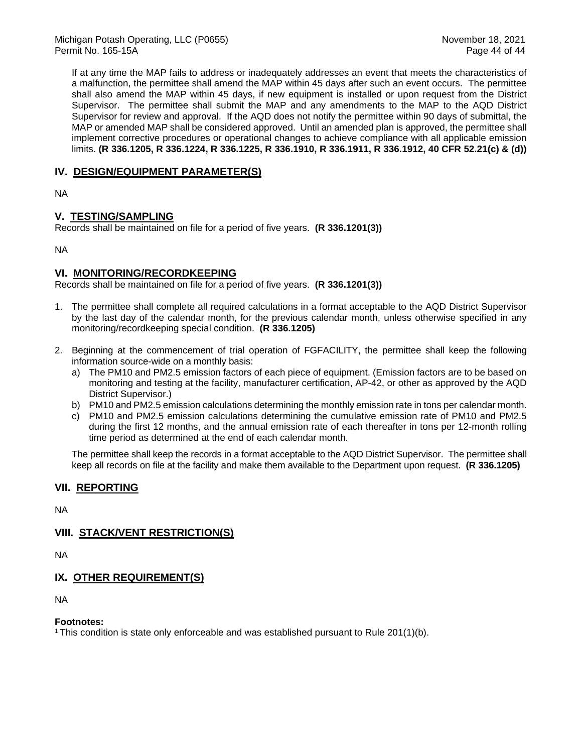If at any time the MAP fails to address or inadequately addresses an event that meets the characteristics of a malfunction, the permittee shall amend the MAP within 45 days after such an event occurs. The permittee shall also amend the MAP within 45 days, if new equipment is installed or upon request from the District Supervisor. The permittee shall submit the MAP and any amendments to the MAP to the AQD District Supervisor for review and approval. If the AQD does not notify the permittee within 90 days of submittal, the MAP or amended MAP shall be considered approved. Until an amended plan is approved, the permittee shall implement corrective procedures or operational changes to achieve compliance with all applicable emission limits. **(R 336.1205, R 336.1224, R 336.1225, R 336.1910, R 336.1911, R 336.1912, 40 CFR 52.21(c) & (d))**

## IV. DESIGN/EQUIPMENT PARAMETER(S)

NA

## V. TESTING/SAMPLING

Records shall be maintained on file for a period of five years. **(R 336.1201(3))**

NA

## VI. MONITORING/RECORDKEEPING

Records shall be maintained on file for a period of five years. **(R 336.1201(3))**

1. The permittee shall complete all required calculations in a format acceptable to the AQD District Supervisor by the last day of the calendar month, for the previous calendar month, unless otherwise specified in any monitoring/recordkeeping special condition. **(R 336.1205)**

2. Beginning at the commencement of trial operation of FGFACILITY, the permittee shall keep the following information source-wide on a monthly basis:
   a) The PM10 and PM2.5 emission factors of each piece of equipment. (Emission factors are to be based on monitoring and testing at the facility, manufacturer certification, AP-42, or other as approved by the AQD District Supervisor.)
   b) PM10 and PM2.5 emission calculations determining the monthly emission rate in tons per calendar month.
   c) PM10 and PM2.5 emission calculations determining the cumulative emission rate of PM10 and PM2.5 during the first 12 months, and the annual emission rate of each thereafter in tons per 12-month rolling time period as determined at the end of each calendar month.

   The permittee shall keep the records in a format acceptable to the AQD District Supervisor. The permittee shall keep all records on file at the facility and make them available to the Department upon request. **(R 336.1205)**

## VII. REPORTING

NA

## VIII. STACK/VENT RESTRICTION(S)

NA

## IX. OTHER REQUIREMENT(S)

NA

**Footnotes:**

[1] This condition is state only enforceable and was established pursuant to Rule 201(1)(b).